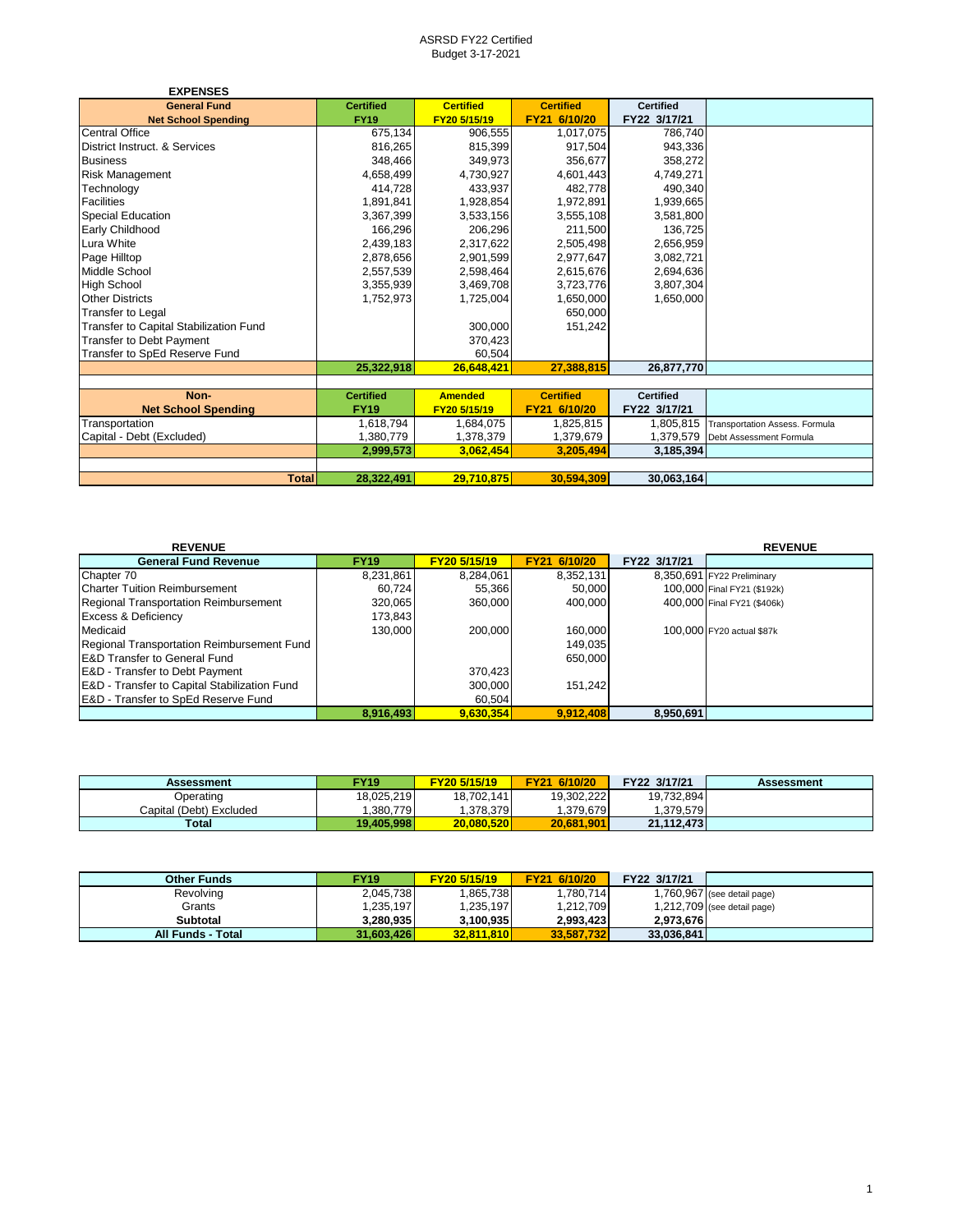# ASRSD FY22 Certified Budget 3-17-2021

## EXPENSES

| General Fund Net School Spending | Certified FY19 | Certified FY20 5/15/19 | Certified FY21 6/10/20 | Certified FY22 3/17/21 | |
|---|---|---|---|---|---|
| Central Office | 675,134 | 906,555 | 1,017,075 | 786,740 | |
| District Instruct. & Services | 816,265 | 815,399 | 917,504 | 943,336 | |
| Business | 348,466 | 349,973 | 356,677 | 358,272 | |
| Risk Management | 4,658,499 | 4,730,927 | 4,601,443 | 4,749,271 | |
| Technology | 414,728 | 433,937 | 482,778 | 490,340 | |
| Facilities | 1,891,841 | 1,928,854 | 1,972,891 | 1,939,665 | |
| Special Education | 3,367,399 | 3,533,156 | 3,555,108 | 3,581,800 | |
| Early Childhood | 166,296 | 206,296 | 211,500 | 136,725 | |
| Lura White | 2,439,183 | 2,317,622 | 2,505,498 | 2,656,959 | |
| Page Hilltop | 2,878,656 | 2,901,599 | 2,977,647 | 3,082,721 | |
| Middle School | 2,557,539 | 2,598,464 | 2,615,676 | 2,694,636 | |
| High School | 3,355,939 | 3,469,708 | 3,723,776 | 3,807,304 | |
| Other Districts | 1,752,973 | 1,725,004 | 1,650,000 | 1,650,000 | |
| Transfer to Legal | | | 650,000 | | |
| Transfer to Capital Stabilization Fund | | 300,000 | 151,242 | | |
| Transfer to Debt Payment | | 370,423 | | | |
| Transfer to SpEd Reserve Fund | | 60,504 | | | |
| | **25,322,918** | **26,648,421** | **27,388,815** | **26,877,770** | |

| Non-Net School Spending | Certified FY19 | Amended FY20 5/15/19 | Certified FY21 6/10/20 | Certified FY22 3/17/21 | |
|---|---|---|---|---|---|
| Transportation | 1,618,794 | 1,684,075 | 1,825,815 | 1,805,815 | Transportation Assess. Formula |
| Capital - Debt (Excluded) | 1,380,779 | 1,378,379 | 1,379,679 | 1,379,579 | Debt Assessment Formula |
| | **2,999,573** | **3,062,454** | **3,205,494** | **3,185,394** | |
| **Total** | **28,322,491** | **29,710,875** | **30,594,309** | **30,063,164** | |

## REVENUE

| General Fund Revenue | FY19 | FY20 5/15/19 | FY21 6/10/20 | FY22 3/17/21 | |
|---|---|---|---|---|---|
| Chapter 70 | 8,231,861 | 8,284,061 | 8,352,131 | 8,350,691 | FY22 Preliminary |
| Charter Tuition Reimbursement | 60,724 | 55,366 | 50,000 | 100,000 | Final FY21 ($192k) |
| Regional Transportation Reimbursement | 320,065 | 360,000 | 400,000 | 400,000 | Final FY21 ($406k) |
| Excess & Deficiency | 173,843 | | | | |
| Medicaid | 130,000 | 200,000 | 160,000 | 100,000 | FY20 actual $87k |
| Regional Transportation Reimbursement Fund | | | 149,035 | | |
| E&D Transfer to General Fund | | | 650,000 | | |
| E&D - Transfer to Debt Payment | | 370,423 | | | |
| E&D - Transfer to Capital Stabilization Fund | | 300,000 | 151,242 | | |
| E&D - Transfer to SpEd Reserve Fund | | 60,504 | | | |
| | **8,916,493** | **9,630,354** | **9,912,408** | **8,950,691** | |

| Assessment | FY19 | FY20 5/15/19 | FY21 6/10/20 | FY22 3/17/21 | Assessment |
|---|---|---|---|---|---|
| Operating | 18,025,219 | 18,702,141 | 19,302,222 | 19,732,894 | |
| Capital (Debt) Excluded | 1,380,779 | 1,378,379 | 1,379,679 | 1,379,579 | |
| **Total** | **19,405,998** | **20,080,520** | **20,681,901** | **21,112,473** | |

| Other Funds | FY19 | FY20 5/15/19 | FY21 6/10/20 | FY22 3/17/21 | |
|---|---|---|---|---|---|
| Revolving | 2,045,738 | 1,865,738 | 1,780,714 | 1,760,967 | (see detail page) |
| Grants | 1,235,197 | 1,235,197 | 1,212,709 | 1,212,709 | (see detail page) |
| **Subtotal** | **3,280,935** | **3,100,935** | **2,993,423** | **2,973,676** | |
| **All Funds - Total** | **31,603,426** | **32,811,810** | **33,587,732** | **33,036,841** | |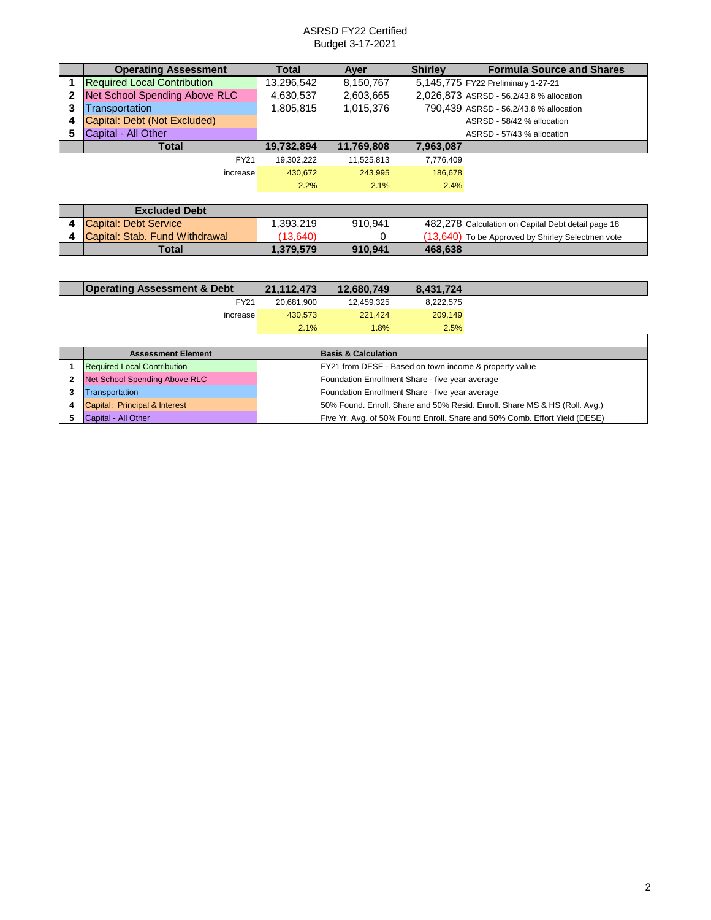# ASRSD FY22 Certified
## Budget 3-17-2021

| | Operating Assessment | Total | Ayer | Shirley | Formula Source and Shares |
|---|---|---|---|---|---|
| 1 | Required Local Contribution | 13,296,542 | 8,150,767 | 5,145,775 | FY22 Preliminary 1-27-21 |
| 2 | Net School Spending Above RLC | 4,630,537 | 2,603,665 | 2,026,873 | ASRSD - 56.2/43.8 % allocation |
| 3 | Transportation | 1,805,815 | 1,015,376 | 790,439 | ASRSD - 56.2/43.8 % allocation |
| 4 | Capital: Debt (Not Excluded) | | | | ASRSD - 58/42 % allocation |
| 5 | Capital - All Other | | | | ASRSD - 57/43 % allocation |
| | **Total** | **19,732,894** | **11,769,808** | **7,963,087** | |
| | FY21 | 19,302,222 | 11,525,813 | 7,776,409 | |
| | increase | 430,672 | 243,995 | 186,678 | |
| | | 2.2% | 2.1% | 2.4% | |

| | Excluded Debt | | | | |
|---|---|---|---|---|---|
| 4 | Capital: Debt Service | 1,393,219 | 910,941 | 482,278 | Calculation on Capital Debt detail page 18 |
| 4 | Capital: Stab. Fund Withdrawal | (13,640) | 0 | (13,640) | To be Approved by Shirley Selectmen vote |
| | **Total** | **1,379,579** | **910,941** | **468,638** | |

| | Operating Assessment & Debt | Total | Ayer | Shirley |
|---|---|---|---|---|
| | **Operating Assessment & Debt** | **21,112,473** | **12,680,749** | **8,431,724** |
| | FY21 | 20,681,900 | 12,459,325 | 8,222,575 |
| | increase | 430,573 | 221,424 | 209,149 |
| | | 2.1% | 1.8% | 2.5% |

| | Assessment Element | Basis & Calculation |
|---|---|---|
| 1 | Required Local Contribution | FY21 from DESE - Based on town income & property value |
| 2 | Net School Spending Above RLC | Foundation Enrollment Share - five year average |
| 3 | Transportation | Foundation Enrollment Share - five year average |
| 4 | Capital: Principal & Interest | 50% Found. Enroll. Share and 50% Resid. Enroll. Share MS & HS (Roll. Avg.) |
| 5 | Capital - All Other | Five Yr. Avg. of 50% Found Enroll. Share and 50% Comb. Effort Yield (DESE) |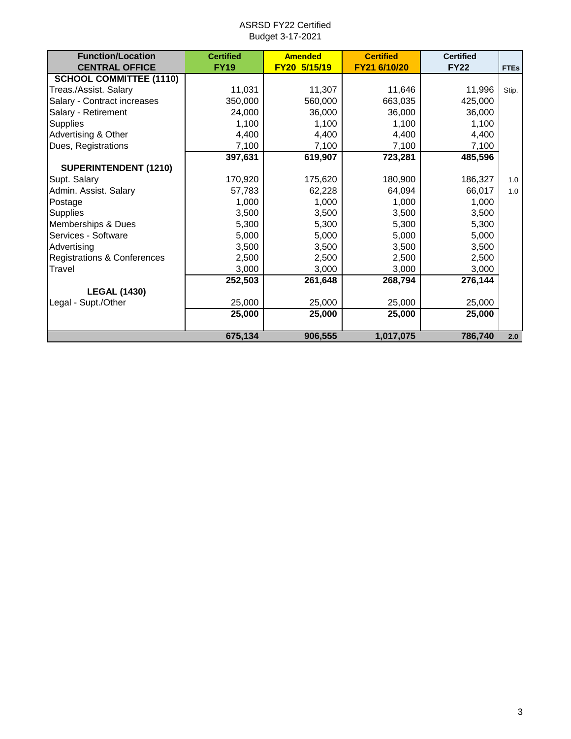ASRSD FY22 Certified
Budget 3-17-2021

| Function/Location CENTRAL OFFICE | Certified FY19 | Amended FY20 5/15/19 | Certified FY21 6/10/20 | Certified FY22 | FTEs |
|---|---|---|---|---|---|
| **SCHOOL COMMITTEE (1110)** | | | | | |
| Treas./Assist. Salary | 11,031 | 11,307 | 11,646 | 11,996 | Stip. |
| Salary - Contract increases | 350,000 | 560,000 | 663,035 | 425,000 | |
| Salary - Retirement | 24,000 | 36,000 | 36,000 | 36,000 | |
| Supplies | 1,100 | 1,100 | 1,100 | 1,100 | |
| Advertising & Other | 4,400 | 4,400 | 4,400 | 4,400 | |
| Dues, Registrations | 7,100 | 7,100 | 7,100 | 7,100 | |
| | **397,631** | **619,907** | **723,281** | **485,596** | |
| **SUPERINTENDENT (1210)** | | | | | |
| Supt. Salary | 170,920 | 175,620 | 180,900 | 186,327 | 1.0 |
| Admin. Assist. Salary | 57,783 | 62,228 | 64,094 | 66,017 | 1.0 |
| Postage | 1,000 | 1,000 | 1,000 | 1,000 | |
| Supplies | 3,500 | 3,500 | 3,500 | 3,500 | |
| Memberships & Dues | 5,300 | 5,300 | 5,300 | 5,300 | |
| Services - Software | 5,000 | 5,000 | 5,000 | 5,000 | |
| Advertising | 3,500 | 3,500 | 3,500 | 3,500 | |
| Registrations & Conferences | 2,500 | 2,500 | 2,500 | 2,500 | |
| Travel | 3,000 | 3,000 | 3,000 | 3,000 | |
| | **252,503** | **261,648** | **268,794** | **276,144** | |
| **LEGAL (1430)** | | | | | |
| Legal - Supt./Other | 25,000 | 25,000 | 25,000 | 25,000 | |
| | **25,000** | **25,000** | **25,000** | **25,000** | |
| | **675,134** | **906,555** | **1,017,075** | **786,740** | **2.0** |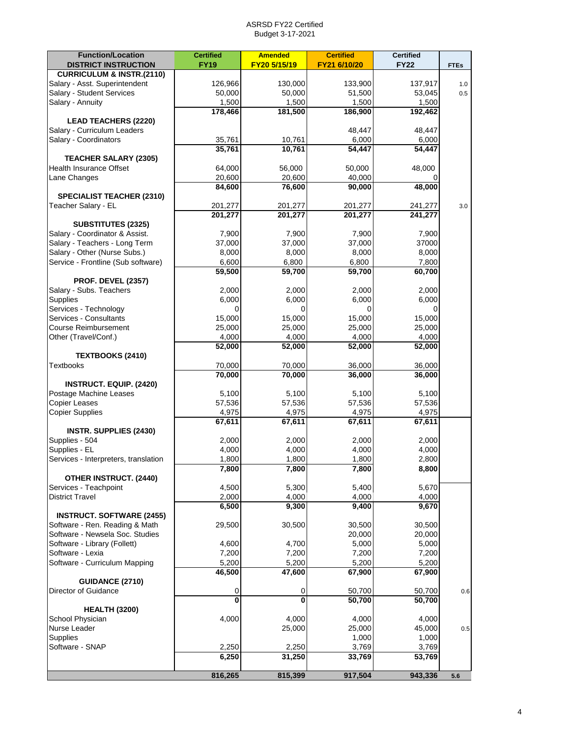ASRSD FY22 Certified
Budget 3-17-2021

| Function/Location<br>DISTRICT INSTRUCTION | Certified<br>FY19 | Amended<br>FY20 5/15/19 | Certified<br>FY21 6/10/20 | Certified<br>FY22 | FTEs |
|---|---|---|---|---|---|
| **CURRICULUM & INSTR.(2110)** | | | | | |
| Salary - Asst. Superintendent | 126,966 | 130,000 | 133,900 | 137,917 | 1.0 |
| Salary - Student Services | 50,000 | 50,000 | 51,500 | 53,045 | 0.5 |
| Salary - Annuity | 1,500 | 1,500 | 1,500 | 1,500 | |
| | **178,466** | **181,500** | **186,900** | **192,462** | |
| **LEAD TEACHERS (2220)** | | | | | |
| Salary - Curriculum Leaders | | | 48,447 | 48,447 | |
| Salary - Coordinators | 35,761 | 10,761 | 6,000 | 6,000 | |
| | **35,761** | **10,761** | **54,447** | **54,447** | |
| **TEACHER SALARY (2305)** | | | | | |
| Health Insurance Offset | 64,000 | 56,000 | 50,000 | 48,000 | |
| Lane Changes | 20,600 | 20,600 | 40,000 | 0 | |
| | **84,600** | **76,600** | **90,000** | **48,000** | |
| **SPECIALIST TEACHER (2310)** | | | | | |
| Teacher Salary - EL | 201,277 | 201,277 | 201,277 | 241,277 | 3.0 |
| | **201,277** | **201,277** | **201,277** | **241,277** | |
| **SUBSTITUTES (2325)** | | | | | |
| Salary - Coordinator & Assist. | 7,900 | 7,900 | 7,900 | 7,900 | |
| Salary - Teachers - Long Term | 37,000 | 37,000 | 37,000 | 37000 | |
| Salary - Other (Nurse Subs.) | 8,000 | 8,000 | 8,000 | 8,000 | |
| Service - Frontline (Sub software) | 6,600 | 6,800 | 6,800 | 7,800 | |
| | **59,500** | **59,700** | **59,700** | **60,700** | |
| **PROF. DEVEL (2357)** | | | | | |
| Salary - Subs. Teachers | 2,000 | 2,000 | 2,000 | 2,000 | |
| Supplies | 6,000 | 6,000 | 6,000 | 6,000 | |
| Services - Technology | 0 | 0 | 0 | 0 | |
| Services - Consultants | 15,000 | 15,000 | 15,000 | 15,000 | |
| Course Reimbursement | 25,000 | 25,000 | 25,000 | 25,000 | |
| Other (Travel/Conf.) | 4,000 | 4,000 | 4,000 | 4,000 | |
| | **52,000** | **52,000** | **52,000** | **52,000** | |
| **TEXTBOOKS (2410)** | | | | | |
| Textbooks | 70,000 | 70,000 | 36,000 | 36,000 | |
| | **70,000** | **70,000** | **36,000** | **36,000** | |
| **INSTRUCT. EQUIP. (2420)** | | | | | |
| Postage Machine Leases | 5,100 | 5,100 | 5,100 | 5,100 | |
| Copier Leases | 57,536 | 57,536 | 57,536 | 57,536 | |
| Copier Supplies | 4,975 | 4,975 | 4,975 | 4,975 | |
| | **67,611** | **67,611** | **67,611** | **67,611** | |
| **INSTR. SUPPLIES (2430)** | | | | | |
| Supplies - 504 | 2,000 | 2,000 | 2,000 | 2,000 | |
| Supplies - EL | 4,000 | 4,000 | 4,000 | 4,000 | |
| Services - Interpreters, translation | 1,800 | 1,800 | 1,800 | 2,800 | |
| | **7,800** | **7,800** | **7,800** | **8,800** | |
| **OTHER INSTRUCT. (2440)** | | | | | |
| Services - Teachpoint | 4,500 | 5,300 | 5,400 | 5,670 | |
| District Travel | 2,000 | 4,000 | 4,000 | 4,000 | |
| | **6,500** | **9,300** | **9,400** | **9,670** | |
| **INSTRUCT. SOFTWARE (2455)** | | | | | |
| Software - Ren. Reading & Math | 29,500 | 30,500 | 30,500 | 30,500 | |
| Software - Newsela Soc. Studies | | | 20,000 | 20,000 | |
| Software - Library (Follett) | 4,600 | 4,700 | 5,000 | 5,000 | |
| Software - Lexia | 7,200 | 7,200 | 7,200 | 7,200 | |
| Software - Curriculum Mapping | 5,200 | 5,200 | 5,200 | 5,200 | |
| | **46,500** | **47,600** | **67,900** | **67,900** | |
| **GUIDANCE (2710)** | | | | | |
| Director of Guidance | 0 | 0 | 50,700 | 50,700 | 0.6 |
| | **0** | **0** | **50,700** | **50,700** | |
| **HEALTH (3200)** | | | | | |
| School Physician | 4,000 | 4,000 | 4,000 | 4,000 | |
| Nurse Leader | | 25,000 | 25,000 | 45,000 | 0.5 |
| Supplies | | | 1,000 | 1,000 | |
| Software - SNAP | 2,250 | 2,250 | 3,769 | 3,769 | |
| | **6,250** | **31,250** | **33,769** | **53,769** | |
| | **816,265** | **815,399** | **917,504** | **943,336** | **5.6** |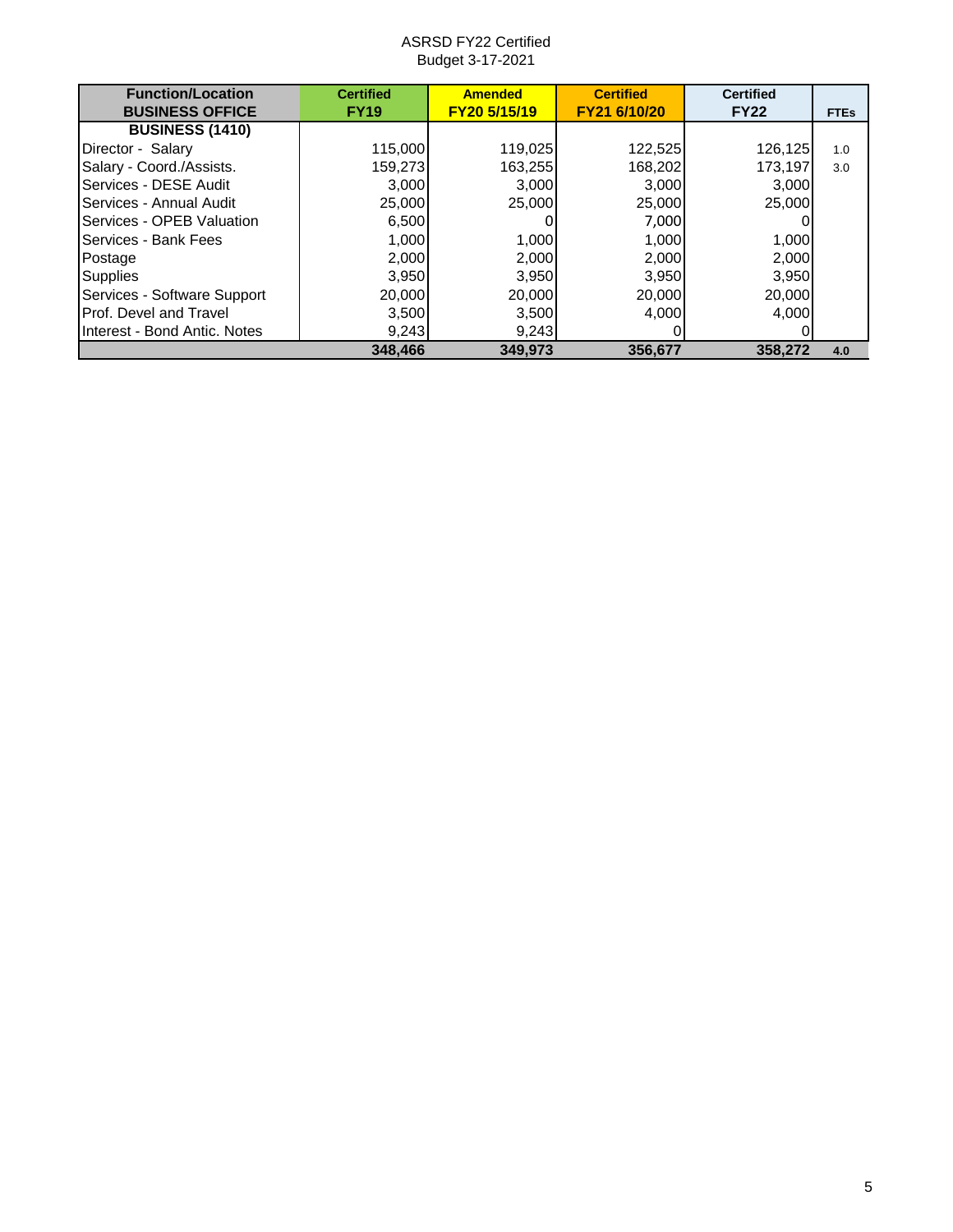ASRSD FY22 Certified
Budget 3-17-2021

| Function/Location<br>BUSINESS OFFICE | Certified<br>FY19 | Amended<br>FY20 5/15/19 | Certified<br>FY21 6/10/20 | Certified<br>FY22 | FTEs |
|---|---|---|---|---|---|
| **BUSINESS (1410)** | | | | | |
| Director - Salary | 115,000 | 119,025 | 122,525 | 126,125 | 1.0 |
| Salary - Coord./Assists. | 159,273 | 163,255 | 168,202 | 173,197 | 3.0 |
| Services - DESE Audit | 3,000 | 3,000 | 3,000 | 3,000 | |
| Services - Annual Audit | 25,000 | 25,000 | 25,000 | 25,000 | |
| Services - OPEB Valuation | 6,500 | 0 | 7,000 | 0 | |
| Services - Bank Fees | 1,000 | 1,000 | 1,000 | 1,000 | |
| Postage | 2,000 | 2,000 | 2,000 | 2,000 | |
| Supplies | 3,950 | 3,950 | 3,950 | 3,950 | |
| Services - Software Support | 20,000 | 20,000 | 20,000 | 20,000 | |
| Prof. Devel and Travel | 3,500 | 3,500 | 4,000 | 4,000 | |
| Interest - Bond Antic. Notes | 9,243 | 9,243 | 0 | 0 | |
| | **348,466** | **349,973** | **356,677** | **358,272** | **4.0** |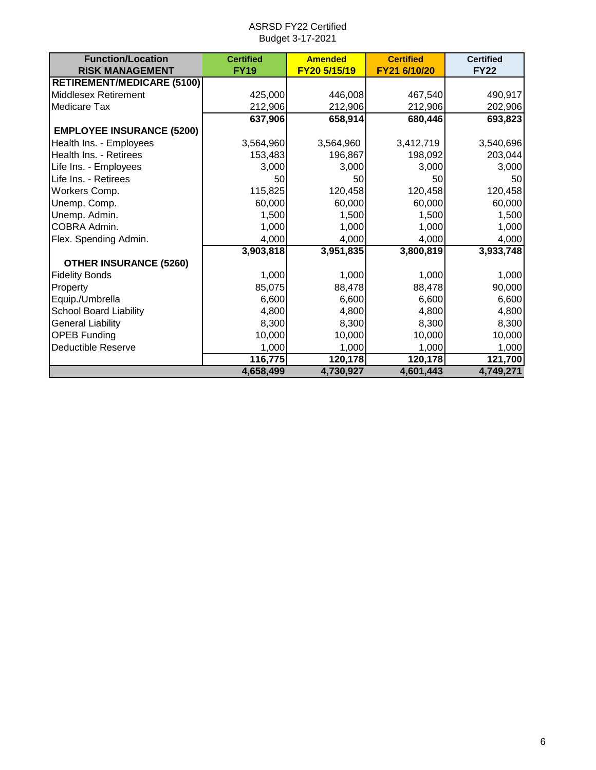ASRSD FY22 Certified
Budget 3-17-2021

| Function/Location RISK MANAGEMENT | Certified FY19 | Amended FY20 5/15/19 | Certified FY21 6/10/20 | Certified FY22 |
|---|---|---|---|---|
| **RETIREMENT/MEDICARE (5100)** | | | | |
| Middlesex Retirement | 425,000 | 446,008 | 467,540 | 490,917 |
| Medicare Tax | 212,906 | 212,906 | 212,906 | 202,906 |
| | **637,906** | **658,914** | **680,446** | **693,823** |
| **EMPLOYEE INSURANCE (5200)** | | | | |
| Health Ins. - Employees | 3,564,960 | 3,564,960 | 3,412,719 | 3,540,696 |
| Health Ins. - Retirees | 153,483 | 196,867 | 198,092 | 203,044 |
| Life Ins. - Employees | 3,000 | 3,000 | 3,000 | 3,000 |
| Life Ins. - Retirees | 50 | 50 | 50 | 50 |
| Workers Comp. | 115,825 | 120,458 | 120,458 | 120,458 |
| Unemp. Comp. | 60,000 | 60,000 | 60,000 | 60,000 |
| Unemp. Admin. | 1,500 | 1,500 | 1,500 | 1,500 |
| COBRA Admin. | 1,000 | 1,000 | 1,000 | 1,000 |
| Flex. Spending Admin. | 4,000 | 4,000 | 4,000 | 4,000 |
| | **3,903,818** | **3,951,835** | **3,800,819** | **3,933,748** |
| **OTHER INSURANCE (5260)** | | | | |
| Fidelity Bonds | 1,000 | 1,000 | 1,000 | 1,000 |
| Property | 85,075 | 88,478 | 88,478 | 90,000 |
| Equip./Umbrella | 6,600 | 6,600 | 6,600 | 6,600 |
| School Board Liability | 4,800 | 4,800 | 4,800 | 4,800 |
| General Liability | 8,300 | 8,300 | 8,300 | 8,300 |
| OPEB Funding | 10,000 | 10,000 | 10,000 | 10,000 |
| Deductible Reserve | 1,000 | 1,000 | 1,000 | 1,000 |
| | **116,775** | **120,178** | **120,178** | **121,700** |
| | **4,658,499** | **4,730,927** | **4,601,443** | **4,749,271** |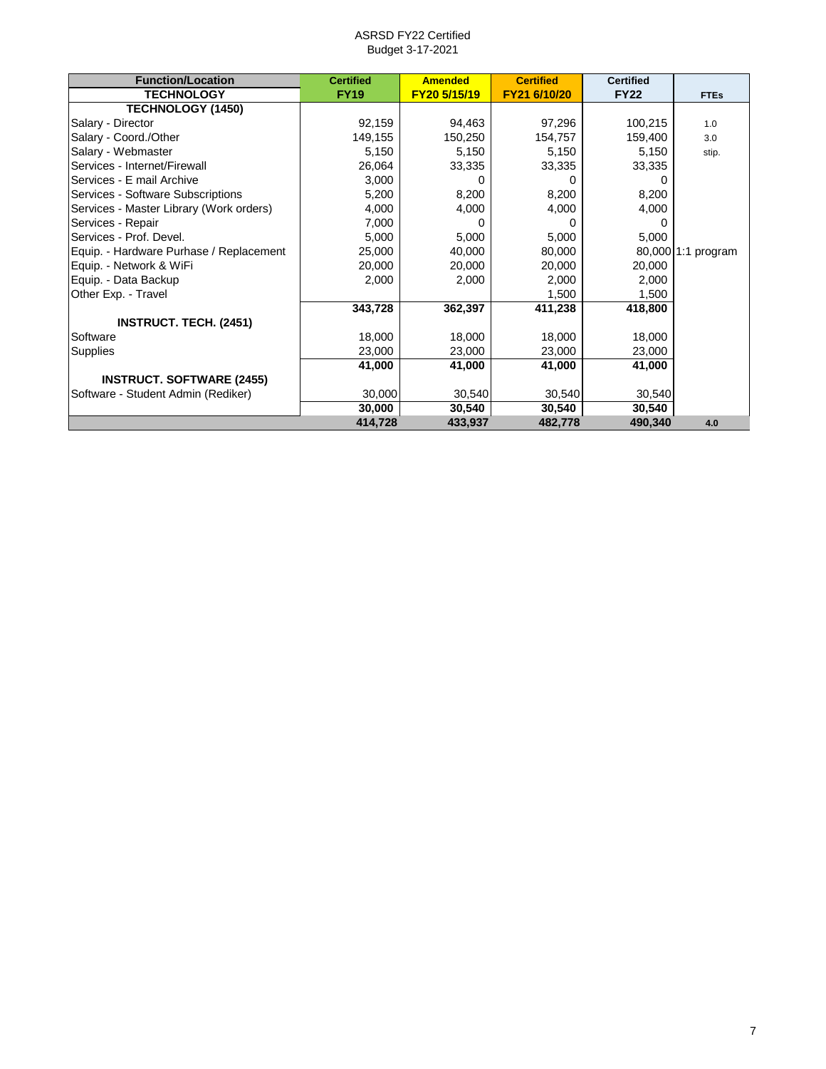ASRSD FY22 Certified
Budget 3-17-2021

| Function/Location | Certified | Amended | Certified | Certified | |
|---|---|---|---|---|---|
| **TECHNOLOGY** | **FY19** | **FY20 5/15/19** | **FY21 6/10/20** | **FY22** | **FTEs** |
| **TECHNOLOGY (1450)** | | | | | |
| Salary - Director | 92,159 | 94,463 | 97,296 | 100,215 | 1.0 |
| Salary - Coord./Other | 149,155 | 150,250 | 154,757 | 159,400 | 3.0 |
| Salary - Webmaster | 5,150 | 5,150 | 5,150 | 5,150 | stip. |
| Services - Internet/Firewall | 26,064 | 33,335 | 33,335 | 33,335 | |
| Services - E mail Archive | 3,000 | 0 | 0 | 0 | |
| Services - Software Subscriptions | 5,200 | 8,200 | 8,200 | 8,200 | |
| Services - Master Library (Work orders) | 4,000 | 4,000 | 4,000 | 4,000 | |
| Services - Repair | 7,000 | 0 | 0 | 0 | |
| Services - Prof. Devel. | 5,000 | 5,000 | 5,000 | 5,000 | |
| Equip. - Hardware Purhase / Replacement | 25,000 | 40,000 | 80,000 | 80,000 | 1:1 program |
| Equip. - Network & WiFi | 20,000 | 20,000 | 20,000 | 20,000 | |
| Equip. - Data Backup | 2,000 | 2,000 | 2,000 | 2,000 | |
| Other Exp. - Travel | | | 1,500 | 1,500 | |
| | **343,728** | **362,397** | **411,238** | **418,800** | |
| **INSTRUCT. TECH. (2451)** | | | | | |
| Software | 18,000 | 18,000 | 18,000 | 18,000 | |
| Supplies | 23,000 | 23,000 | 23,000 | 23,000 | |
| | **41,000** | **41,000** | **41,000** | **41,000** | |
| **INSTRUCT. SOFTWARE (2455)** | | | | | |
| Software - Student Admin (Rediker) | 30,000 | 30,540 | 30,540 | 30,540 | |
| | **30,000** | **30,540** | **30,540** | **30,540** | |
| | **414,728** | **433,937** | **482,778** | **490,340** | **4.0** |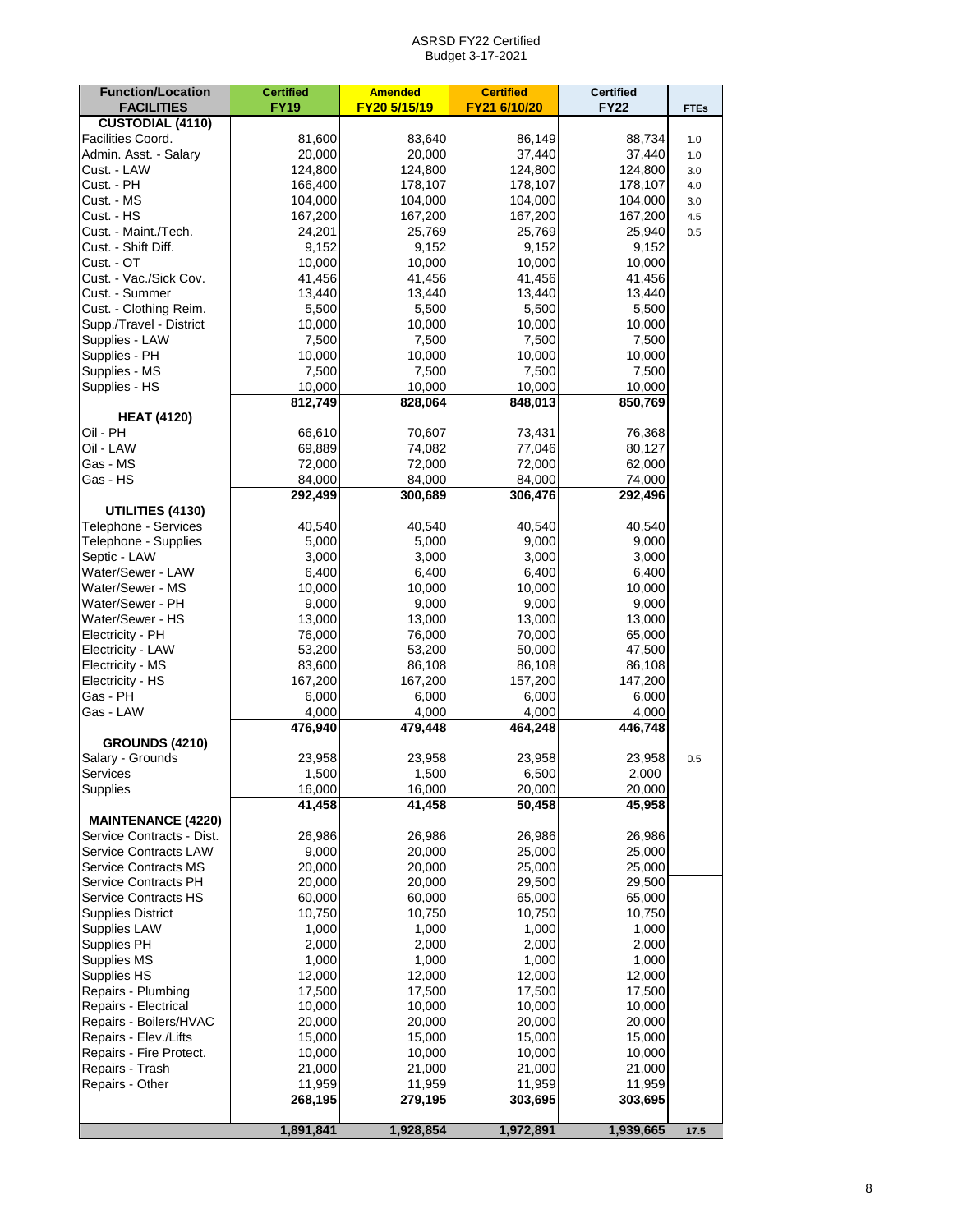ASRSD FY22 Certified
Budget 3-17-2021

| Function/Location FACILITIES | Certified FY19 | Amended FY20 5/15/19 | Certified FY21 6/10/20 | Certified FY22 | FTEs |
|---|---|---|---|---|---|
| **CUSTODIAL (4110)** | | | | | |
| Facilities Coord. | 81,600 | 83,640 | 86,149 | 88,734 | 1.0 |
| Admin. Asst. - Salary | 20,000 | 20,000 | 37,440 | 37,440 | 1.0 |
| Cust. - LAW | 124,800 | 124,800 | 124,800 | 124,800 | 3.0 |
| Cust. - PH | 166,400 | 178,107 | 178,107 | 178,107 | 4.0 |
| Cust. - MS | 104,000 | 104,000 | 104,000 | 104,000 | 3.0 |
| Cust. - HS | 167,200 | 167,200 | 167,200 | 167,200 | 4.5 |
| Cust. - Maint./Tech. | 24,201 | 25,769 | 25,769 | 25,940 | 0.5 |
| Cust. - Shift Diff. | 9,152 | 9,152 | 9,152 | 9,152 | |
| Cust. - OT | 10,000 | 10,000 | 10,000 | 10,000 | |
| Cust. - Vac./Sick Cov. | 41,456 | 41,456 | 41,456 | 41,456 | |
| Cust. - Summer | 13,440 | 13,440 | 13,440 | 13,440 | |
| Cust. - Clothing Reim. | 5,500 | 5,500 | 5,500 | 5,500 | |
| Supp./Travel - District | 10,000 | 10,000 | 10,000 | 10,000 | |
| Supplies - LAW | 7,500 | 7,500 | 7,500 | 7,500 | |
| Supplies - PH | 10,000 | 10,000 | 10,000 | 10,000 | |
| Supplies - MS | 7,500 | 7,500 | 7,500 | 7,500 | |
| Supplies - HS | 10,000 | 10,000 | 10,000 | 10,000 | |
| | **812,749** | **828,064** | **848,013** | **850,769** | |
| **HEAT (4120)** | | | | | |
| Oil - PH | 66,610 | 70,607 | 73,431 | 76,368 | |
| Oil - LAW | 69,889 | 74,082 | 77,046 | 80,127 | |
| Gas - MS | 72,000 | 72,000 | 72,000 | 62,000 | |
| Gas - HS | 84,000 | 84,000 | 84,000 | 74,000 | |
| | **292,499** | **300,689** | **306,476** | **292,496** | |
| **UTILITIES (4130)** | | | | | |
| Telephone - Services | 40,540 | 40,540 | 40,540 | 40,540 | |
| Telephone - Supplies | 5,000 | 5,000 | 9,000 | 9,000 | |
| Septic - LAW | 3,000 | 3,000 | 3,000 | 3,000 | |
| Water/Sewer - LAW | 6,400 | 6,400 | 6,400 | 6,400 | |
| Water/Sewer - MS | 10,000 | 10,000 | 10,000 | 10,000 | |
| Water/Sewer - PH | 9,000 | 9,000 | 9,000 | 9,000 | |
| Water/Sewer - HS | 13,000 | 13,000 | 13,000 | 13,000 | |
| Electricity - PH | 76,000 | 76,000 | 70,000 | 65,000 | |
| Electricity - LAW | 53,200 | 53,200 | 50,000 | 47,500 | |
| Electricity - MS | 83,600 | 86,108 | 86,108 | 86,108 | |
| Electricity - HS | 167,200 | 167,200 | 157,200 | 147,200 | |
| Gas - PH | 6,000 | 6,000 | 6,000 | 6,000 | |
| Gas - LAW | 4,000 | 4,000 | 4,000 | 4,000 | |
| | **476,940** | **479,448** | **464,248** | **446,748** | |
| **GROUNDS (4210)** | | | | | |
| Salary - Grounds | 23,958 | 23,958 | 23,958 | 23,958 | 0.5 |
| Services | 1,500 | 1,500 | 6,500 | 2,000 | |
| Supplies | 16,000 | 16,000 | 20,000 | 20,000 | |
| | **41,458** | **41,458** | **50,458** | **45,958** | |
| **MAINTENANCE (4220)** | | | | | |
| Service Contracts - Dist. | 26,986 | 26,986 | 26,986 | 26,986 | |
| Service Contracts LAW | 9,000 | 20,000 | 25,000 | 25,000 | |
| Service Contracts MS | 20,000 | 20,000 | 25,000 | 25,000 | |
| Service Contracts PH | 20,000 | 20,000 | 29,500 | 29,500 | |
| Service Contracts HS | 60,000 | 60,000 | 65,000 | 65,000 | |
| Supplies District | 10,750 | 10,750 | 10,750 | 10,750 | |
| Supplies LAW | 1,000 | 1,000 | 1,000 | 1,000 | |
| Supplies PH | 2,000 | 2,000 | 2,000 | 2,000 | |
| Supplies MS | 1,000 | 1,000 | 1,000 | 1,000 | |
| Supplies HS | 12,000 | 12,000 | 12,000 | 12,000 | |
| Repairs - Plumbing | 17,500 | 17,500 | 17,500 | 17,500 | |
| Repairs - Electrical | 10,000 | 10,000 | 10,000 | 10,000 | |
| Repairs - Boilers/HVAC | 20,000 | 20,000 | 20,000 | 20,000 | |
| Repairs - Elev./Lifts | 15,000 | 15,000 | 15,000 | 15,000 | |
| Repairs - Fire Protect. | 10,000 | 10,000 | 10,000 | 10,000 | |
| Repairs - Trash | 21,000 | 21,000 | 21,000 | 21,000 | |
| Repairs - Other | 11,959 | 11,959 | 11,959 | 11,959 | |
| | **268,195** | **279,195** | **303,695** | **303,695** | |
| | **1,891,841** | **1,928,854** | **1,972,891** | **1,939,665** | **17.5** |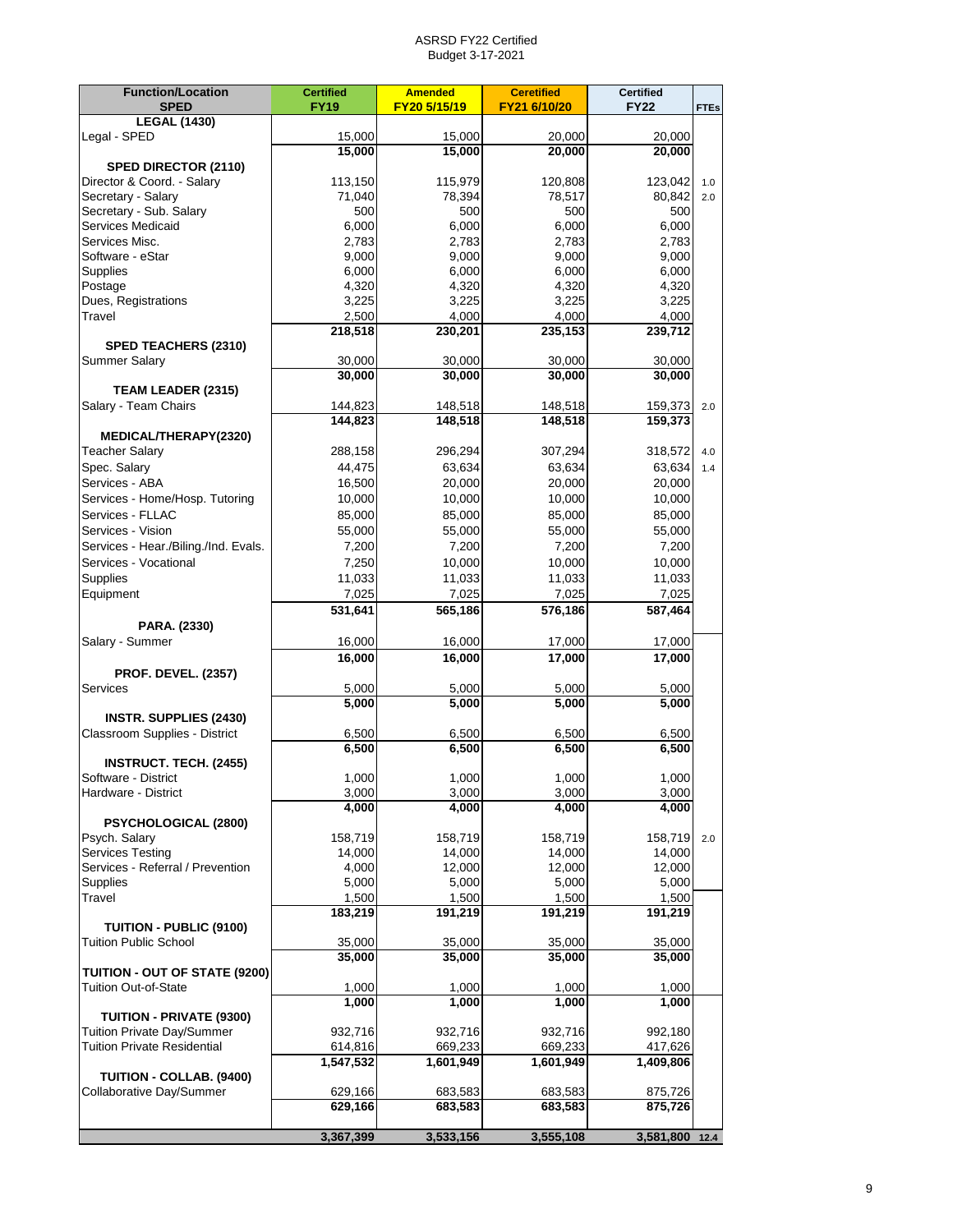ASRSD FY22 Certified
Budget 3-17-2021

| Function/Location SPED | Certified FY19 | Amended FY20 5/15/19 | Ceretified FY21 6/10/20 | Certified FY22 | FTEs |
|---|---|---|---|---|---|
| **LEGAL (1430)** | | | | | |
| Legal - SPED | 15,000 | 15,000 | 20,000 | 20,000 | |
| | **15,000** | **15,000** | **20,000** | **20,000** | |
| **SPED DIRECTOR (2110)** | | | | | |
| Director & Coord. - Salary | 113,150 | 115,979 | 120,808 | 123,042 | 1.0 |
| Secretary - Salary | 71,040 | 78,394 | 78,517 | 80,842 | 2.0 |
| Secretary - Sub. Salary | 500 | 500 | 500 | 500 | |
| Services Medicaid | 6,000 | 6,000 | 6,000 | 6,000 | |
| Services Misc. | 2,783 | 2,783 | 2,783 | 2,783 | |
| Software - eStar | 9,000 | 9,000 | 9,000 | 9,000 | |
| Supplies | 6,000 | 6,000 | 6,000 | 6,000 | |
| Postage | 4,320 | 4,320 | 4,320 | 4,320 | |
| Dues, Registrations | 3,225 | 3,225 | 3,225 | 3,225 | |
| Travel | 2,500 | 4,000 | 4,000 | 4,000 | |
| | **218,518** | **230,201** | **235,153** | **239,712** | |
| **SPED TEACHERS (2310)** | | | | | |
| Summer Salary | 30,000 | 30,000 | 30,000 | 30,000 | |
| | **30,000** | **30,000** | **30,000** | **30,000** | |
| **TEAM LEADER (2315)** | | | | | |
| Salary - Team Chairs | 144,823 | 148,518 | 148,518 | 159,373 | 2.0 |
| | **144,823** | **148,518** | **148,518** | **159,373** | |
| **MEDICAL/THERAPY(2320)** | | | | | |
| Teacher Salary | 288,158 | 296,294 | 307,294 | 318,572 | 4.0 |
| Spec. Salary | 44,475 | 63,634 | 63,634 | 63,634 | 1.4 |
| Services - ABA | 16,500 | 20,000 | 20,000 | 20,000 | |
| Services - Home/Hosp. Tutoring | 10,000 | 10,000 | 10,000 | 10,000 | |
| Services - FLLAC | 85,000 | 85,000 | 85,000 | 85,000 | |
| Services - Vision | 55,000 | 55,000 | 55,000 | 55,000 | |
| Services - Hear./Biling./Ind. Evals. | 7,200 | 7,200 | 7,200 | 7,200 | |
| Services - Vocational | 7,250 | 10,000 | 10,000 | 10,000 | |
| Supplies | 11,033 | 11,033 | 11,033 | 11,033 | |
| Equipment | 7,025 | 7,025 | 7,025 | 7,025 | |
| | **531,641** | **565,186** | **576,186** | **587,464** | |
| **PARA. (2330)** | | | | | |
| Salary - Summer | 16,000 | 16,000 | 17,000 | 17,000 | |
| | **16,000** | **16,000** | **17,000** | **17,000** | |
| **PROF. DEVEL. (2357)** | | | | | |
| Services | 5,000 | 5,000 | 5,000 | 5,000 | |
| | **5,000** | **5,000** | **5,000** | **5,000** | |
| **INSTR. SUPPLIES (2430)** | | | | | |
| Classroom Supplies - District | 6,500 | 6,500 | 6,500 | 6,500 | |
| | **6,500** | **6,500** | **6,500** | **6,500** | |
| **INSTRUCT. TECH. (2455)** | | | | | |
| Software - District | 1,000 | 1,000 | 1,000 | 1,000 | |
| Hardware - District | 3,000 | 3,000 | 3,000 | 3,000 | |
| | **4,000** | **4,000** | **4,000** | **4,000** | |
| **PSYCHOLOGICAL (2800)** | | | | | |
| Psych. Salary | 158,719 | 158,719 | 158,719 | 158,719 | 2.0 |
| Services Testing | 14,000 | 14,000 | 14,000 | 14,000 | |
| Services - Referral / Prevention | 4,000 | 12,000 | 12,000 | 12,000 | |
| Supplies | 5,000 | 5,000 | 5,000 | 5,000 | |
| Travel | 1,500 | 1,500 | 1,500 | 1,500 | |
| | **183,219** | **191,219** | **191,219** | **191,219** | |
| **TUITION - PUBLIC (9100)** | | | | | |
| Tuition Public School | 35,000 | 35,000 | 35,000 | 35,000 | |
| | **35,000** | **35,000** | **35,000** | **35,000** | |
| **TUITION - OUT OF STATE (9200)** | | | | | |
| Tuition Out-of-State | 1,000 | 1,000 | 1,000 | 1,000 | |
| | **1,000** | **1,000** | **1,000** | **1,000** | |
| **TUITION - PRIVATE (9300)** | | | | | |
| Tuition Private Day/Summer | 932,716 | 932,716 | 932,716 | 992,180 | |
| Tuition Private Residential | 614,816 | 669,233 | 669,233 | 417,626 | |
| | **1,547,532** | **1,601,949** | **1,601,949** | **1,409,806** | |
| **TUITION - COLLAB. (9400)** | | | | | |
| Collaborative Day/Summer | 629,166 | 683,583 | 683,583 | 875,726 | |
| | **629,166** | **683,583** | **683,583** | **875,726** | |
| | **3,367,399** | **3,533,156** | **3,555,108** | **3,581,800** | **12.4** |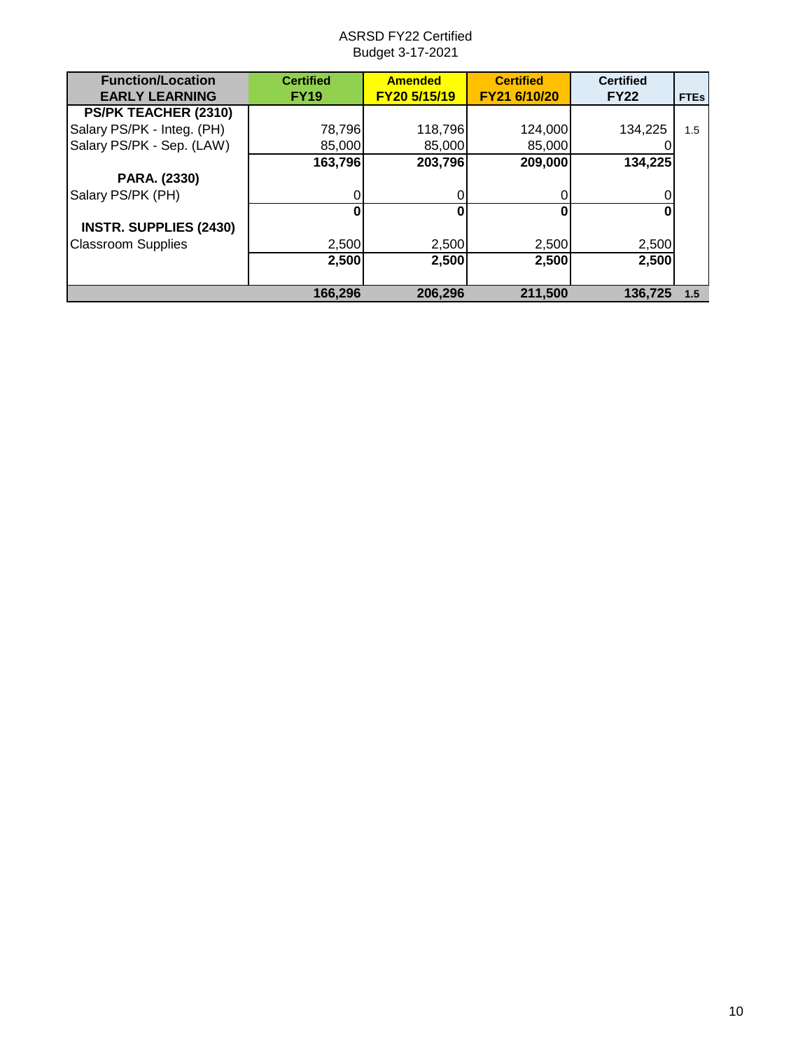ASRSD FY22 Certified
Budget 3-17-2021

| Function/Location EARLY LEARNING | Certified FY19 | Amended FY20 5/15/19 | Certified FY21 6/10/20 | Certified FY22 | FTEs |
|---|---|---|---|---|---|
| **PS/PK TEACHER (2310)** | | | | | |
| Salary PS/PK - Integ. (PH) | 78,796 | 118,796 | 124,000 | 134,225 | 1.5 |
| Salary PS/PK - Sep. (LAW) | 85,000 | 85,000 | 85,000 | 0 | |
| | **163,796** | **203,796** | **209,000** | **134,225** | |
| **PARA. (2330)** | | | | | |
| Salary PS/PK (PH) | 0 | 0 | 0 | 0 | |
| | **0** | **0** | **0** | **0** | |
| **INSTR. SUPPLIES (2430)** | | | | | |
| Classroom Supplies | 2,500 | 2,500 | 2,500 | 2,500 | |
| | **2,500** | **2,500** | **2,500** | **2,500** | |
| | **166,296** | **206,296** | **211,500** | **136,725** | **1.5** |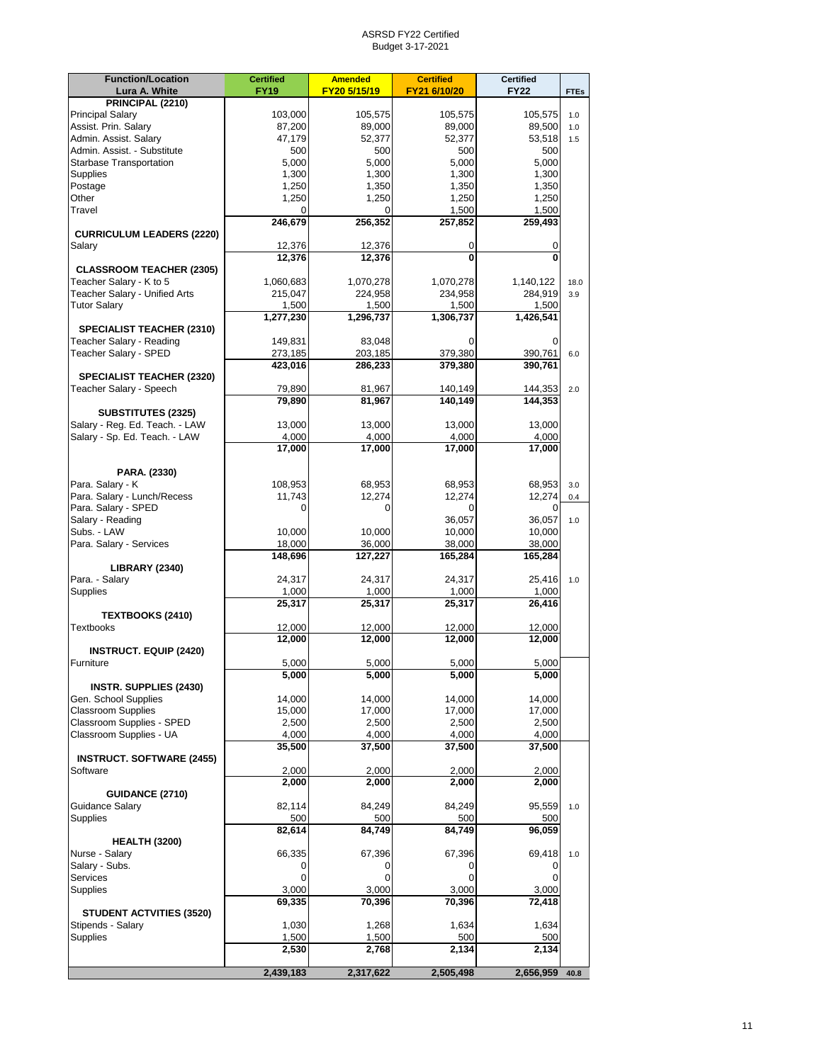ASRSD FY22 Certified
Budget 3-17-2021

| Function/Location<br>Lura A. White | Certified<br>FY19 | Amended<br>FY20 5/15/19 | Certified<br>FY21 6/10/20 | Certified<br>FY22 | FTEs |
|---|---|---|---|---|---|
| **PRINCIPAL (2210)** | | | | | |
| Principal Salary | 103,000 | 105,575 | 105,575 | 105,575 | 1.0 |
| Assist. Prin. Salary | 87,200 | 89,000 | 89,000 | 89,500 | 1.0 |
| Admin. Assist. Salary | 47,179 | 52,377 | 52,377 | 53,518 | 1.5 |
| Admin. Assist. - Substitute | 500 | 500 | 500 | 500 | |
| Starbase Transportation | 5,000 | 5,000 | 5,000 | 5,000 | |
| Supplies | 1,300 | 1,300 | 1,300 | 1,300 | |
| Postage | 1,250 | 1,350 | 1,350 | 1,350 | |
| Other | 1,250 | 1,250 | 1,250 | 1,250 | |
| Travel | 0 | 0 | 1,500 | 1,500 | |
| | **246,679** | **256,352** | **257,852** | **259,493** | |
| **CURRICULUM LEADERS (2220)** | | | | | |
| Salary | 12,376 | 12,376 | 0 | 0 | |
| | **12,376** | **12,376** | **0** | **0** | |
| **CLASSROOM TEACHER (2305)** | | | | | |
| Teacher Salary - K to 5 | 1,060,683 | 1,070,278 | 1,070,278 | 1,140,122 | 18.0 |
| Teacher Salary - Unified Arts | 215,047 | 224,958 | 234,958 | 284,919 | 3.9 |
| Tutor Salary | 1,500 | 1,500 | 1,500 | 1,500 | |
| | **1,277,230** | **1,296,737** | **1,306,737** | **1,426,541** | |
| **SPECIALIST TEACHER (2310)** | | | | | |
| Teacher Salary - Reading | 149,831 | 83,048 | 0 | 0 | |
| Teacher Salary - SPED | 273,185 | 203,185 | 379,380 | 390,761 | 6.0 |
| | **423,016** | **286,233** | **379,380** | **390,761** | |
| **SPECIALIST TEACHER (2320)** | | | | | |
| Teacher Salary - Speech | 79,890 | 81,967 | 140,149 | 144,353 | 2.0 |
| | **79,890** | **81,967** | **140,149** | **144,353** | |
| **SUBSTITUTES (2325)** | | | | | |
| Salary - Reg. Ed. Teach. - LAW | 13,000 | 13,000 | 13,000 | 13,000 | |
| Salary - Sp. Ed. Teach. - LAW | 4,000 | 4,000 | 4,000 | 4,000 | |
| | **17,000** | **17,000** | **17,000** | **17,000** | |
| **PARA. (2330)** | | | | | |
| Para. Salary - K | 108,953 | 68,953 | 68,953 | 68,953 | 3.0 |
| Para. Salary - Lunch/Recess | 11,743 | 12,274 | 12,274 | 12,274 | 0.4 |
| Para. Salary - SPED | 0 | 0 | 0 | 0 | |
| Salary - Reading | | | 36,057 | 36,057 | 1.0 |
| Subs. - LAW | 10,000 | 10,000 | 10,000 | 10,000 | |
| Para. Salary - Services | 18,000 | 36,000 | 38,000 | 38,000 | |
| | **148,696** | **127,227** | **165,284** | **165,284** | |
| **LIBRARY (2340)** | | | | | |
| Para. - Salary | 24,317 | 24,317 | 24,317 | 25,416 | 1.0 |
| Supplies | 1,000 | 1,000 | 1,000 | 1,000 | |
| | **25,317** | **25,317** | **25,317** | **26,416** | |
| **TEXTBOOKS (2410)** | | | | | |
| Textbooks | 12,000 | 12,000 | 12,000 | 12,000 | |
| | **12,000** | **12,000** | **12,000** | **12,000** | |
| **INSTRUCT. EQUIP (2420)** | | | | | |
| Furniture | 5,000 | 5,000 | 5,000 | 5,000 | |
| | **5,000** | **5,000** | **5,000** | **5,000** | |
| **INSTR. SUPPLIES (2430)** | | | | | |
| Gen. School Supplies | 14,000 | 14,000 | 14,000 | 14,000 | |
| Classroom Supplies | 15,000 | 17,000 | 17,000 | 17,000 | |
| Classroom Supplies - SPED | 2,500 | 2,500 | 2,500 | 2,500 | |
| Classroom Supplies - UA | 4,000 | 4,000 | 4,000 | 4,000 | |
| | **35,500** | **37,500** | **37,500** | **37,500** | |
| **INSTRUCT. SOFTWARE (2455)** | | | | | |
| Software | 2,000 | 2,000 | 2,000 | 2,000 | |
| | **2,000** | **2,000** | **2,000** | **2,000** | |
| **GUIDANCE (2710)** | | | | | |
| Guidance Salary | 82,114 | 84,249 | 84,249 | 95,559 | 1.0 |
| Supplies | 500 | 500 | 500 | 500 | |
| | **82,614** | **84,749** | **84,749** | **96,059** | |
| **HEALTH (3200)** | | | | | |
| Nurse - Salary | 66,335 | 67,396 | 67,396 | 69,418 | 1.0 |
| Salary - Subs. | 0 | 0 | 0 | 0 | |
| Services | 0 | 0 | 0 | 0 | |
| Supplies | 3,000 | 3,000 | 3,000 | 3,000 | |
| | **69,335** | **70,396** | **70,396** | **72,418** | |
| **STUDENT ACTVITIES (3520)** | | | | | |
| Stipends - Salary | 1,030 | 1,268 | 1,634 | 1,634 | |
| Supplies | 1,500 | 1,500 | 500 | 500 | |
| | **2,530** | **2,768** | **2,134** | **2,134** | |
| | **2,439,183** | **2,317,622** | **2,505,498** | **2,656,959** | **40.8** |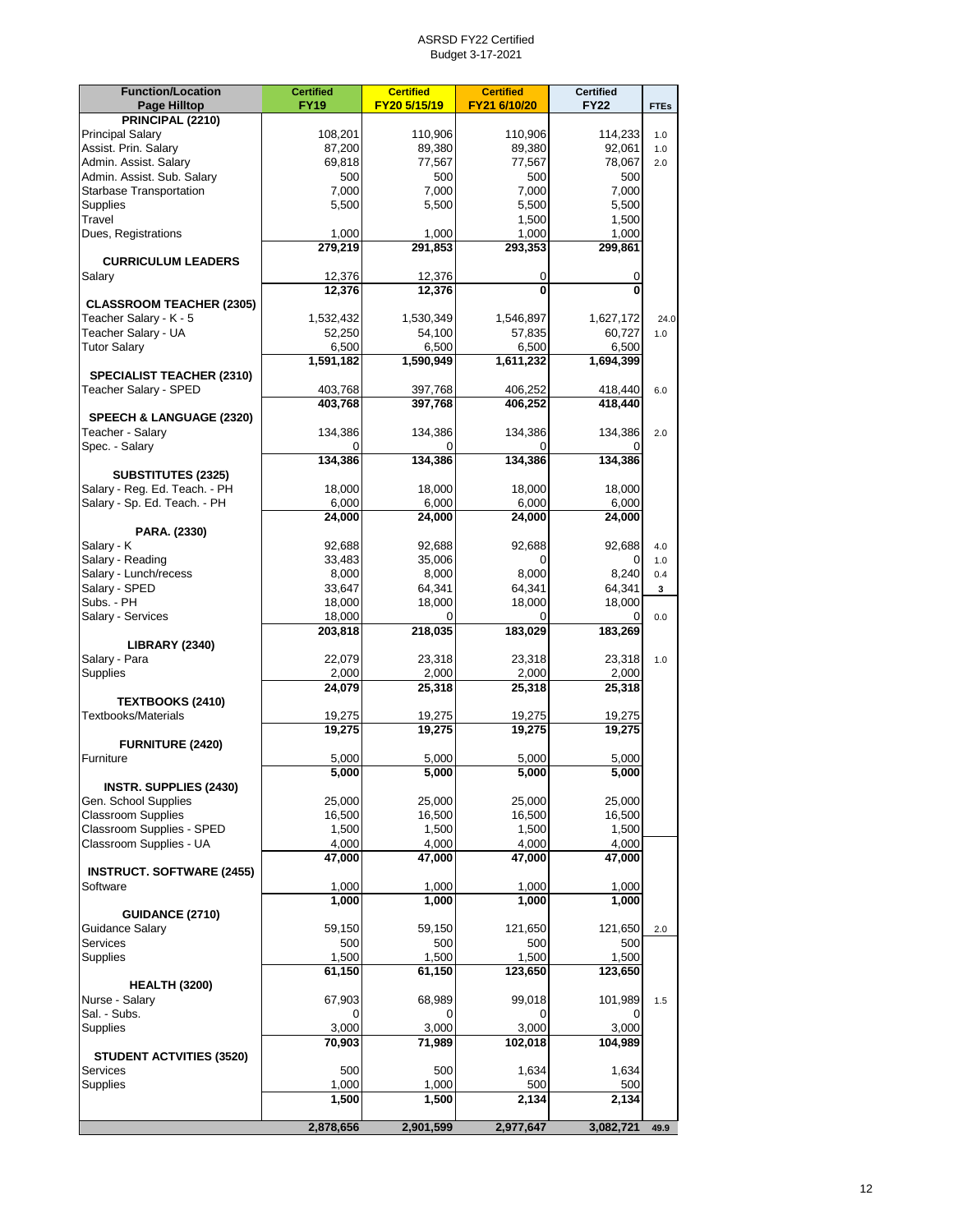ASRSD FY22 Certified
Budget 3-17-2021

| Function/Location Page Hilltop | Certified FY19 | Certified FY20 5/15/19 | Certified FY21 6/10/20 | Certified FY22 | FTEs |
|---|---|---|---|---|---|
| **PRINCIPAL (2210)** | | | | | |
| Principal Salary | 108,201 | 110,906 | 110,906 | 114,233 | 1.0 |
| Assist. Prin. Salary | 87,200 | 89,380 | 89,380 | 92,061 | 1.0 |
| Admin. Assist. Salary | 69,818 | 77,567 | 77,567 | 78,067 | 2.0 |
| Admin. Assist. Sub. Salary | 500 | 500 | 500 | 500 | |
| Starbase Transportation | 7,000 | 7,000 | 7,000 | 7,000 | |
| Supplies | 5,500 | 5,500 | 5,500 | 5,500 | |
| Travel | | | 1,500 | 1,500 | |
| Dues, Registrations | 1,000 | 1,000 | 1,000 | 1,000 | |
| | **279,219** | **291,853** | **293,353** | **299,861** | |
| **CURRICULUM LEADERS** | | | | | |
| Salary | 12,376 | 12,376 | 0 | 0 | |
| | **12,376** | **12,376** | **0** | **0** | |
| **CLASSROOM TEACHER (2305)** | | | | | |
| Teacher Salary - K - 5 | 1,532,432 | 1,530,349 | 1,546,897 | 1,627,172 | 24.0 |
| Teacher Salary - UA | 52,250 | 54,100 | 57,835 | 60,727 | 1.0 |
| Tutor Salary | 6,500 | 6,500 | 6,500 | 6,500 | |
| | **1,591,182** | **1,590,949** | **1,611,232** | **1,694,399** | |
| **SPECIALIST TEACHER (2310)** | | | | | |
| Teacher Salary - SPED | 403,768 | 397,768 | 406,252 | 418,440 | 6.0 |
| | **403,768** | **397,768** | **406,252** | **418,440** | |
| **SPEECH & LANGUAGE (2320)** | | | | | |
| Teacher - Salary | 134,386 | 134,386 | 134,386 | 134,386 | 2.0 |
| Spec. - Salary | 0 | 0 | 0 | 0 | |
| | **134,386** | **134,386** | **134,386** | **134,386** | |
| **SUBSTITUTES (2325)** | | | | | |
| Salary - Reg. Ed. Teach. - PH | 18,000 | 18,000 | 18,000 | 18,000 | |
| Salary - Sp. Ed. Teach. - PH | 6,000 | 6,000 | 6,000 | 6,000 | |
| | **24,000** | **24,000** | **24,000** | **24,000** | |
| **PARA. (2330)** | | | | | |
| Salary - K | 92,688 | 92,688 | 92,688 | 92,688 | 4.0 |
| Salary - Reading | 33,483 | 35,006 | 0 | 0 | 1.0 |
| Salary - Lunch/recess | 8,000 | 8,000 | 8,000 | 8,240 | 0.4 |
| Salary - SPED | 33,647 | 64,341 | 64,341 | 64,341 | 3 |
| Subs. - PH | 18,000 | 18,000 | 18,000 | 18,000 | |
| Salary - Services | 18,000 | 0 | 0 | 0 | 0.0 |
| | **203,818** | **218,035** | **183,029** | **183,269** | |
| **LIBRARY (2340)** | | | | | |
| Salary - Para | 22,079 | 23,318 | 23,318 | 23,318 | 1.0 |
| Supplies | 2,000 | 2,000 | 2,000 | 2,000 | |
| | **24,079** | **25,318** | **25,318** | **25,318** | |
| **TEXTBOOKS (2410)** | | | | | |
| Textbooks/Materials | 19,275 | 19,275 | 19,275 | 19,275 | |
| | **19,275** | **19,275** | **19,275** | **19,275** | |
| **FURNITURE (2420)** | | | | | |
| Furniture | 5,000 | 5,000 | 5,000 | 5,000 | |
| | **5,000** | **5,000** | **5,000** | **5,000** | |
| **INSTR. SUPPLIES (2430)** | | | | | |
| Gen. School Supplies | 25,000 | 25,000 | 25,000 | 25,000 | |
| Classroom Supplies | 16,500 | 16,500 | 16,500 | 16,500 | |
| Classroom Supplies - SPED | 1,500 | 1,500 | 1,500 | 1,500 | |
| Classroom Supplies - UA | 4,000 | 4,000 | 4,000 | 4,000 | |
| | **47,000** | **47,000** | **47,000** | **47,000** | |
| **INSTRUCT. SOFTWARE (2455)** | | | | | |
| Software | 1,000 | 1,000 | 1,000 | 1,000 | |
| | **1,000** | **1,000** | **1,000** | **1,000** | |
| **GUIDANCE (2710)** | | | | | |
| Guidance Salary | 59,150 | 59,150 | 121,650 | 121,650 | 2.0 |
| Services | 500 | 500 | 500 | 500 | |
| Supplies | 1,500 | 1,500 | 1,500 | 1,500 | |
| | **61,150** | **61,150** | **123,650** | **123,650** | |
| **HEALTH (3200)** | | | | | |
| Nurse - Salary | 67,903 | 68,989 | 99,018 | 101,989 | 1.5 |
| Sal. - Subs. | 0 | 0 | 0 | 0 | |
| Supplies | 3,000 | 3,000 | 3,000 | 3,000 | |
| | **70,903** | **71,989** | **102,018** | **104,989** | |
| **STUDENT ACTVITIES (3520)** | | | | | |
| Services | 500 | 500 | 1,634 | 1,634 | |
| Supplies | 1,000 | 1,000 | 500 | 500 | |
| | **1,500** | **1,500** | **2,134** | **2,134** | |
| | **2,878,656** | **2,901,599** | **2,977,647** | **3,082,721** | **49.9** |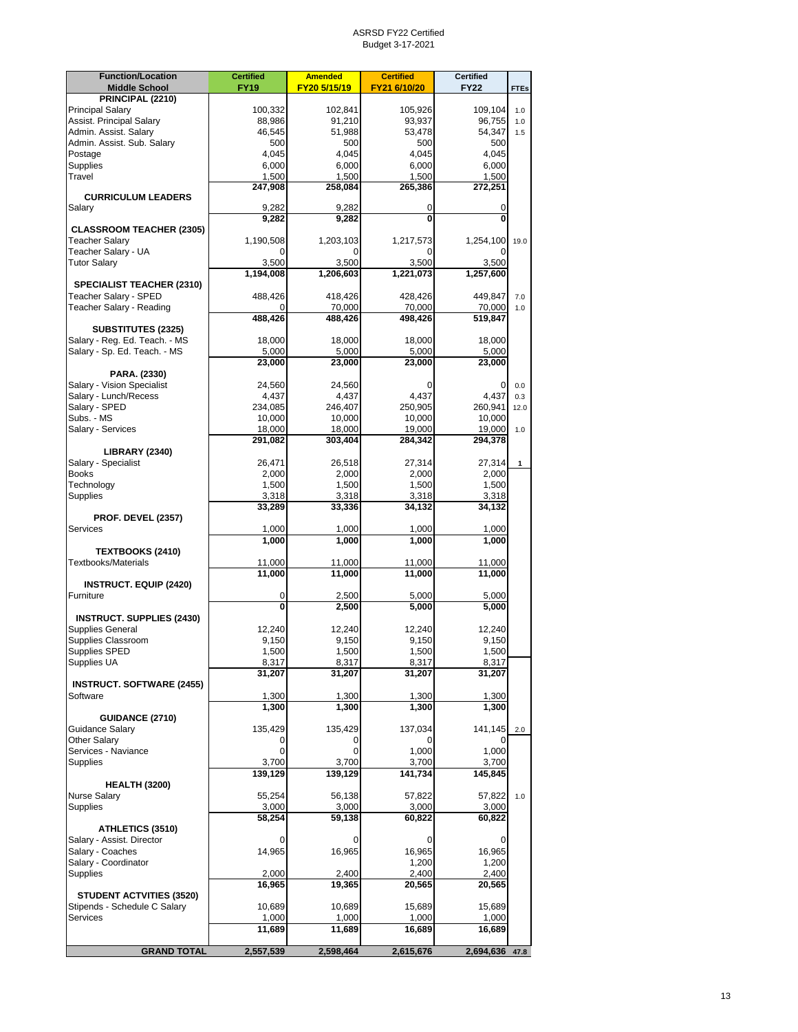ASRSD FY22 Certified
Budget 3-17-2021

| Function/Location Middle School | Certified FY19 | Amended FY20 5/15/19 | Certified FY21 6/10/20 | Certified FY22 | FTEs |
|---|---|---|---|---|---|
| **PRINCIPAL (2210)** | | | | | |
| Principal Salary | 100,332 | 102,841 | 105,926 | 109,104 | 1.0 |
| Assist. Principal Salary | 88,986 | 91,210 | 93,937 | 96,755 | 1.0 |
| Admin. Assist. Salary | 46,545 | 51,988 | 53,478 | 54,347 | 1.5 |
| Admin. Assist. Sub. Salary | 500 | 500 | 500 | 500 | |
| Postage | 4,045 | 4,045 | 4,045 | 4,045 | |
| Supplies | 6,000 | 6,000 | 6,000 | 6,000 | |
| Travel | 1,500 | 1,500 | 1,500 | 1,500 | |
| | **247,908** | **258,084** | **265,386** | **272,251** | |
| **CURRICULUM LEADERS** | | | | | |
| Salary | 9,282 | 9,282 | 0 | 0 | |
| | **9,282** | **9,282** | **0** | **0** | |
| **CLASSROOM TEACHER (2305)** | | | | | |
| Teacher Salary | 1,190,508 | 1,203,103 | 1,217,573 | 1,254,100 | 19.0 |
| Teacher Salary - UA | 0 | 0 | 0 | 0 | |
| Tutor Salary | 3,500 | 3,500 | 3,500 | 3,500 | |
| | **1,194,008** | **1,206,603** | **1,221,073** | **1,257,600** | |
| **SPECIALIST TEACHER (2310)** | | | | | |
| Teacher Salary - SPED | 488,426 | 418,426 | 428,426 | 449,847 | 7.0 |
| Teacher Salary - Reading | 0 | 70,000 | 70,000 | 70,000 | 1.0 |
| | **488,426** | **488,426** | **498,426** | **519,847** | |
| **SUBSTITUTES (2325)** | | | | | |
| Salary - Reg. Ed. Teach. - MS | 18,000 | 18,000 | 18,000 | 18,000 | |
| Salary - Sp. Ed. Teach. - MS | 5,000 | 5,000 | 5,000 | 5,000 | |
| | **23,000** | **23,000** | **23,000** | **23,000** | |
| **PARA. (2330)** | | | | | |
| Salary - Vision Specialist | 24,560 | 24,560 | 0 | 0 | 0.0 |
| Salary - Lunch/Recess | 4,437 | 4,437 | 4,437 | 4,437 | 0.3 |
| Salary - SPED | 234,085 | 246,407 | 250,905 | 260,941 | 12.0 |
| Subs. - MS | 10,000 | 10,000 | 10,000 | 10,000 | |
| Salary - Services | 18,000 | 18,000 | 19,000 | 19,000 | 1.0 |
| | **291,082** | **303,404** | **284,342** | **294,378** | |
| **LIBRARY (2340)** | | | | | |
| Salary - Specialist | 26,471 | 26,518 | 27,314 | 27,314 | 1 |
| Books | 2,000 | 2,000 | 2,000 | 2,000 | |
| Technology | 1,500 | 1,500 | 1,500 | 1,500 | |
| Supplies | 3,318 | 3,318 | 3,318 | 3,318 | |
| | **33,289** | **33,336** | **34,132** | **34,132** | |
| **PROF. DEVEL (2357)** | | | | | |
| Services | 1,000 | 1,000 | 1,000 | 1,000 | |
| | **1,000** | **1,000** | **1,000** | **1,000** | |
| **TEXTBOOKS (2410)** | | | | | |
| Textbooks/Materials | 11,000 | 11,000 | 11,000 | 11,000 | |
| | **11,000** | **11,000** | **11,000** | **11,000** | |
| **INSTRUCT. EQUIP (2420)** | | | | | |
| Furniture | 0 | 2,500 | 5,000 | 5,000 | |
| | **0** | **2,500** | **5,000** | **5,000** | |
| **INSTRUCT. SUPPLIES (2430)** | | | | | |
| Supplies General | 12,240 | 12,240 | 12,240 | 12,240 | |
| Supplies Classroom | 9,150 | 9,150 | 9,150 | 9,150 | |
| Supplies SPED | 1,500 | 1,500 | 1,500 | 1,500 | |
| Supplies UA | 8,317 | 8,317 | 8,317 | 8,317 | |
| | **31,207** | **31,207** | **31,207** | **31,207** | |
| **INSTRUCT. SOFTWARE (2455)** | | | | | |
| Software | 1,300 | 1,300 | 1,300 | 1,300 | |
| | **1,300** | **1,300** | **1,300** | **1,300** | |
| **GUIDANCE (2710)** | | | | | |
| Guidance Salary | 135,429 | 135,429 | 137,034 | 141,145 | 2.0 |
| Other Salary | 0 | 0 | 0 | 0 | |
| Services - Naviance | 0 | 0 | 1,000 | 1,000 | |
| Supplies | 3,700 | 3,700 | 3,700 | 3,700 | |
| | **139,129** | **139,129** | **141,734** | **145,845** | |
| **HEALTH (3200)** | | | | | |
| Nurse Salary | 55,254 | 56,138 | 57,822 | 57,822 | 1.0 |
| Supplies | 3,000 | 3,000 | 3,000 | 3,000 | |
| | **58,254** | **59,138** | **60,822** | **60,822** | |
| **ATHLETICS (3510)** | | | | | |
| Salary - Assist. Director | 0 | 0 | 0 | 0 | |
| Salary - Coaches | 14,965 | 16,965 | 16,965 | 16,965 | |
| Salary - Coordinator | | | 1,200 | 1,200 | |
| Supplies | 2,000 | 2,400 | 2,400 | 2,400 | |
| | **16,965** | **19,365** | **20,565** | **20,565** | |
| **STUDENT ACTVITIES (3520)** | | | | | |
| Stipends - Schedule C Salary | 10,689 | 10,689 | 15,689 | 15,689 | |
| Services | 1,000 | 1,000 | 1,000 | 1,000 | |
| | **11,689** | **11,689** | **16,689** | **16,689** | |
| **GRAND TOTAL** | **2,557,539** | **2,598,464** | **2,615,676** | **2,694,636** | **47.8** |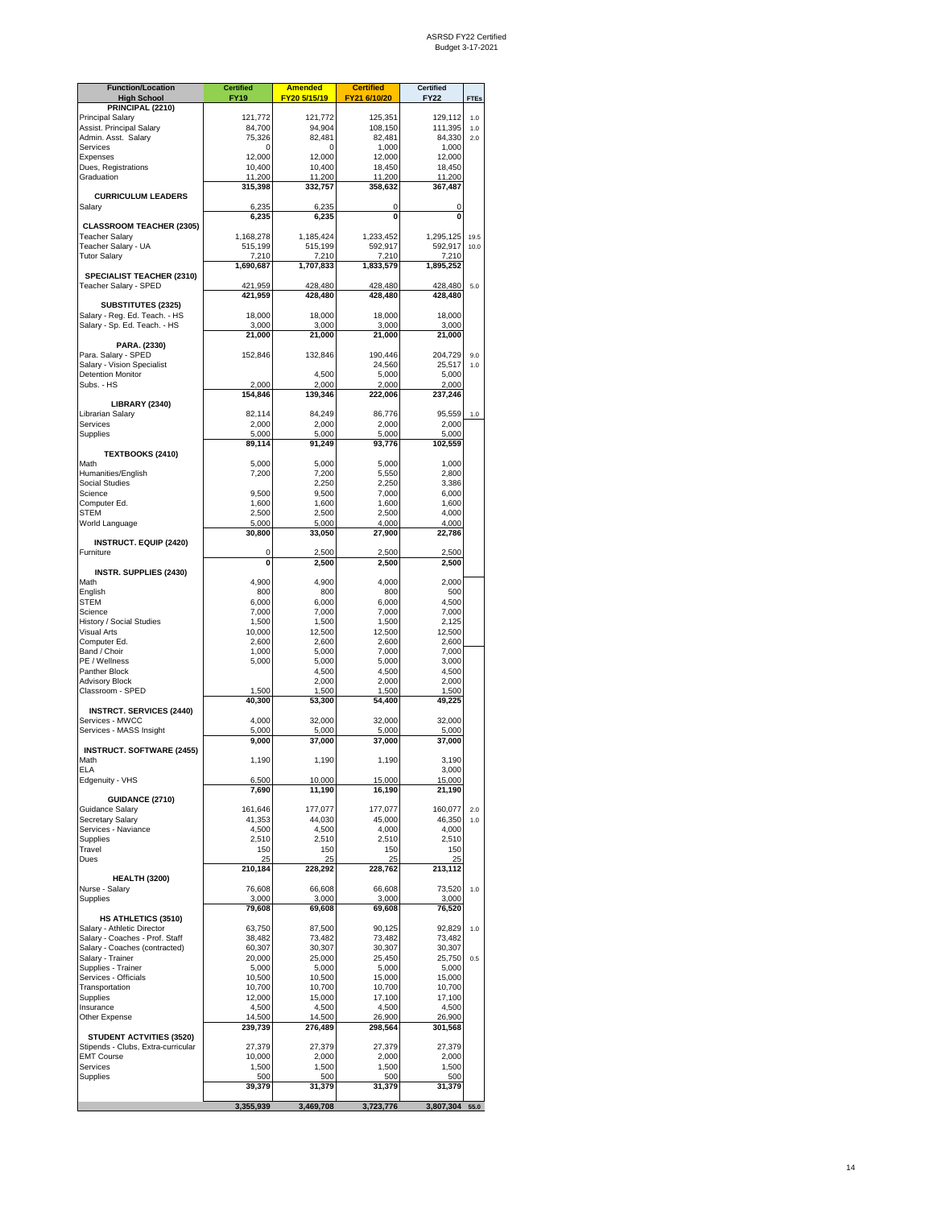ASRSD FY22 Certified Budget 3-17-2021

| Function/Location High School | Certified FY19 | Amended FY20 5/15/19 | Certified FY21 6/10/20 | Certified FY22 | FTEs |
|---|---|---|---|---|---|
| **PRINCIPAL (2210)** | | | | | |
| Principal Salary | 121,772 | 121,772 | 125,351 | 129,112 | 1.0 |
| Assist. Principal Salary | 84,700 | 94,904 | 108,150 | 111,395 | 1.0 |
| Admin. Asst. Salary | 75,326 | 82,481 | 82,481 | 84,330 | 2.0 |
| Services | 0 | 0 | 1,000 | 1,000 | |
| Expenses | 12,000 | 12,000 | 12,000 | 12,000 | |
| Dues, Registrations | 10,400 | 10,400 | 18,450 | 18,450 | |
| Graduation | 11,200 | 11,200 | 11,200 | 11,200 | |
| | **315,398** | **332,757** | **358,632** | **367,487** | |
| **CURRICULUM LEADERS** | | | | | |
| Salary | 6,235 | 6,235 | 0 | 0 | |
| | **6,235** | **6,235** | **0** | **0** | |
| **CLASSROOM TEACHER (2305)** | | | | | |
| Teacher Salary | 1,168,278 | 1,185,424 | 1,233,452 | 1,295,125 | 19.5 |
| Teacher Salary - UA | 515,199 | 515,199 | 592,917 | 592,917 | 10.0 |
| Tutor Salary | 7,210 | 7,210 | 7,210 | 7,210 | |
| | **1,690,687** | **1,707,833** | **1,833,579** | **1,895,252** | |
| **SPECIALIST TEACHER (2310)** | | | | | |
| Teacher Salary - SPED | 421,959 | 428,480 | 428,480 | 428,480 | 5.0 |
| | **421,959** | **428,480** | **428,480** | **428,480** | |
| **SUBSTITUTES (2325)** | | | | | |
| Salary - Reg. Ed. Teach. - HS | 18,000 | 18,000 | 18,000 | 18,000 | |
| Salary - Sp. Ed. Teach. - HS | 3,000 | 3,000 | 3,000 | 3,000 | |
| | **21,000** | **21,000** | **21,000** | **21,000** | |
| **PARA. (2330)** | | | | | |
| Para. Salary - SPED | 152,846 | 132,846 | 190,446 | 204,729 | 9.0 |
| Salary - Vision Specialist | | | 24,560 | 25,517 | 1.0 |
| Detention Monitor | | 4,500 | 5,000 | 5,000 | |
| Subs. - HS | 2,000 | 2,000 | 2,000 | 2,000 | |
| | **154,846** | **139,346** | **222,006** | **237,246** | |
| **LIBRARY (2340)** | | | | | |
| Librarian Salary | 82,114 | 84,249 | 86,776 | 95,559 | 1.0 |
| Services | 2,000 | 2,000 | 2,000 | 2,000 | |
| Supplies | 5,000 | 5,000 | 5,000 | 5,000 | |
| | **89,114** | **91,249** | **93,776** | **102,559** | |
| **TEXTBOOKS (2410)** | | | | | |
| Math | 5,000 | 5,000 | 5,000 | 1,000 | |
| Humanities/English | 7,200 | 7,200 | 5,550 | 2,800 | |
| Social Studies | | 2,250 | 2,250 | 3,386 | |
| Science | 9,500 | 9,500 | 7,000 | 6,000 | |
| Computer Ed. | 1,600 | 1,600 | 1,600 | 1,600 | |
| STEM | 2,500 | 2,500 | 2,500 | 4,000 | |
| World Language | 5,000 | 5,000 | 4,000 | 4,000 | |
| | **30,800** | **33,050** | **27,900** | **22,786** | |
| **INSTRUCT. EQUIP (2420)** | | | | | |
| Furniture | 0 | 2,500 | 2,500 | 2,500 | |
| | **0** | **2,500** | **2,500** | **2,500** | |
| **INSTR. SUPPLIES (2430)** | | | | | |
| Math | 4,900 | 4,900 | 4,000 | 2,000 | |
| English | 800 | 800 | 800 | 500 | |
| STEM | 6,000 | 6,000 | 6,000 | 4,500 | |
| Science | 7,000 | 7,000 | 7,000 | 7,000 | |
| History / Social Studies | 1,500 | 1,500 | 1,500 | 2,125 | |
| Visual Arts | 10,000 | 12,500 | 12,500 | 12,500 | |
| Computer Ed. | 2,600 | 2,600 | 2,600 | 2,600 | |
| Band / Choir | 1,000 | 5,000 | 7,000 | 7,000 | |
| PE / Wellness | 5,000 | 5,000 | 5,000 | 3,000 | |
| Panther Block | | 4,500 | 4,500 | 4,500 | |
| Advisory Block | | 2,000 | 2,000 | 2,000 | |
| Classroom - SPED | 1,500 | 1,500 | 1,500 | 1,500 | |
| | **40,300** | **53,300** | **54,400** | **49,225** | |
| **INSTRCT. SERVICES (2440)** | | | | | |
| Services - MWCC | 4,000 | 32,000 | 32,000 | 32,000 | |
| Services - MASS Insight | 5,000 | 5,000 | 5,000 | 5,000 | |
| | **9,000** | **37,000** | **37,000** | **37,000** | |
| **INSTRUCT. SOFTWARE (2455)** | | | | | |
| Math | 1,190 | 1,190 | 1,190 | 3,190 | |
| ELA | | | | 3,000 | |
| Edgenuity - VHS | 6,500 | 10,000 | 15,000 | 15,000 | |
| | **7,690** | **11,190** | **16,190** | **21,190** | |
| **GUIDANCE (2710)** | | | | | |
| Guidance Salary | 161,646 | 177,077 | 177,077 | 160,077 | 2.0 |
| Secretary Salary | 41,353 | 44,030 | 45,000 | 46,350 | 1.0 |
| Services - Naviance | 4,500 | 4,500 | 4,000 | 4,000 | |
| Supplies | 2,510 | 2,510 | 2,510 | 2,510 | |
| Travel | 150 | 150 | 150 | 150 | |
| Dues | 25 | 25 | 25 | 25 | |
| | **210,184** | **228,292** | **228,762** | **213,112** | |
| **HEALTH (3200)** | | | | | |
| Nurse - Salary | 76,608 | 66,608 | 66,608 | 73,520 | 1.0 |
| Supplies | 3,000 | 3,000 | 3,000 | 3,000 | |
| | **79,608** | **69,608** | **69,608** | **76,520** | |
| **HS ATHLETICS (3510)** | | | | | |
| Salary - Athletic Director | 63,750 | 87,500 | 90,125 | 92,829 | 1.0 |
| Salary - Coaches - Prof. Staff | 38,482 | 73,482 | 73,482 | 73,482 | |
| Salary - Coaches (contracted) | 60,307 | 30,307 | 30,307 | 30,307 | |
| Salary - Trainer | 20,000 | 25,000 | 25,450 | 25,750 | 0.5 |
| Supplies - Trainer | 5,000 | 5,000 | 5,000 | 5,000 | |
| Services - Officials | 10,500 | 10,500 | 15,000 | 15,000 | |
| Transportation | 10,700 | 10,700 | 10,700 | 10,700 | |
| Supplies | 12,000 | 15,000 | 17,100 | 17,100 | |
| Insurance | 4,500 | 4,500 | 4,500 | 4,500 | |
| Other Expense | 14,500 | 14,500 | 26,900 | 26,900 | |
| | **239,739** | **276,489** | **298,564** | **301,568** | |
| **STUDENT ACTVITIES (3520)** | | | | | |
| Stipends - Clubs, Extra-curricular | 27,379 | 27,379 | 27,379 | 27,379 | |
| EMT Course | 10,000 | 2,000 | 2,000 | 2,000 | |
| Services | 1,500 | 1,500 | 1,500 | 1,500 | |
| Supplies | 500 | 500 | 500 | 500 | |
| | **39,379** | **31,379** | **31,379** | **31,379** | |
| | **3,355,939** | **3,469,708** | **3,723,776** | **3,807,304** | **55.0** |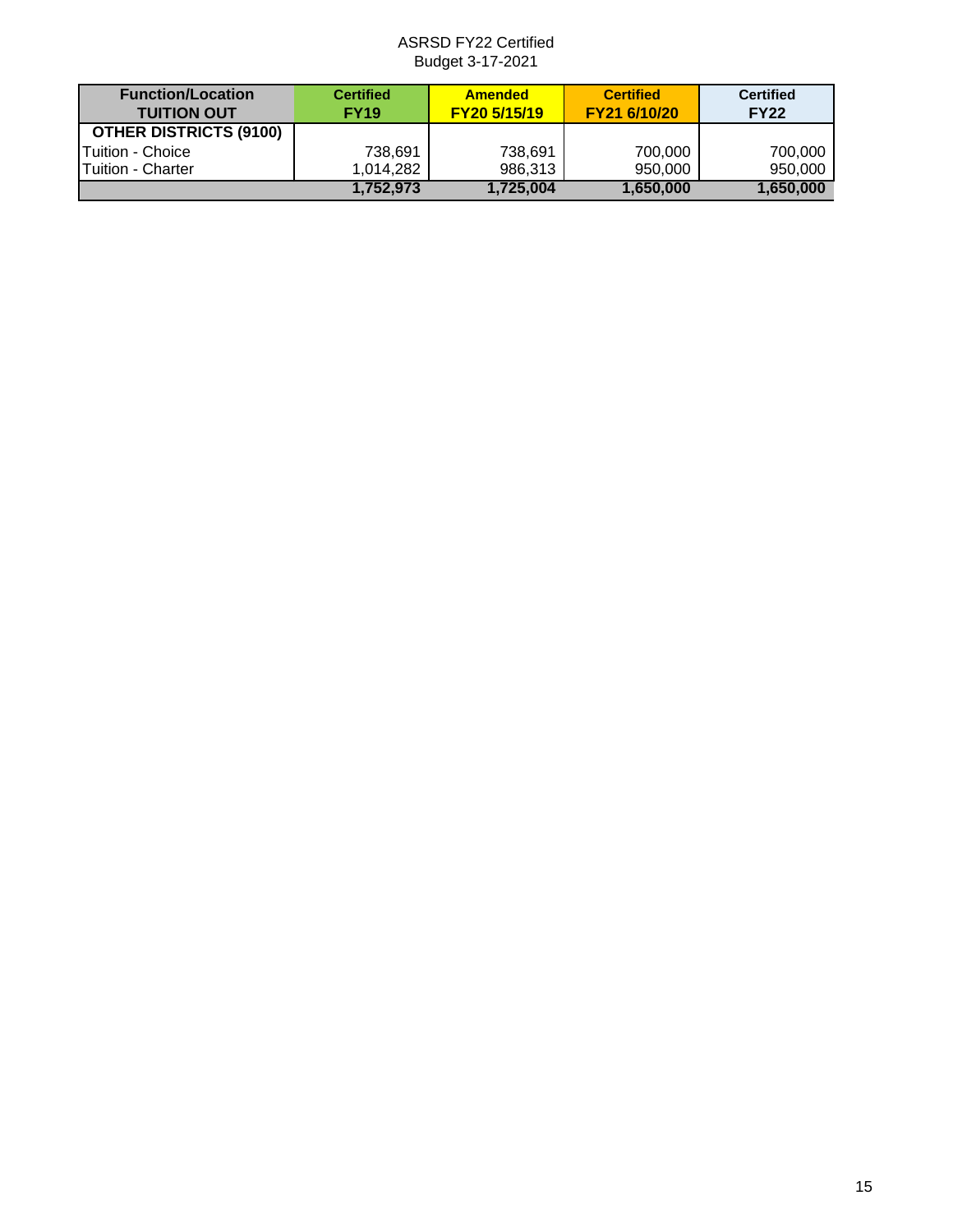ASRSD FY22 Certified
Budget 3-17-2021

| Function/Location<br>TUITION OUT | Certified<br>FY19 | Amended<br>FY20 5/15/19 | Certified<br>FY21 6/10/20 | Certified<br>FY22 |
|---|---|---|---|---|
| **OTHER DISTRICTS (9100)** | | | | |
| Tuition - Choice | 738,691 | 738,691 | 700,000 | 700,000 |
| Tuition - Charter | 1,014,282 | 986,313 | 950,000 | 950,000 |
| | **1,752,973** | **1,725,004** | **1,650,000** | **1,650,000** |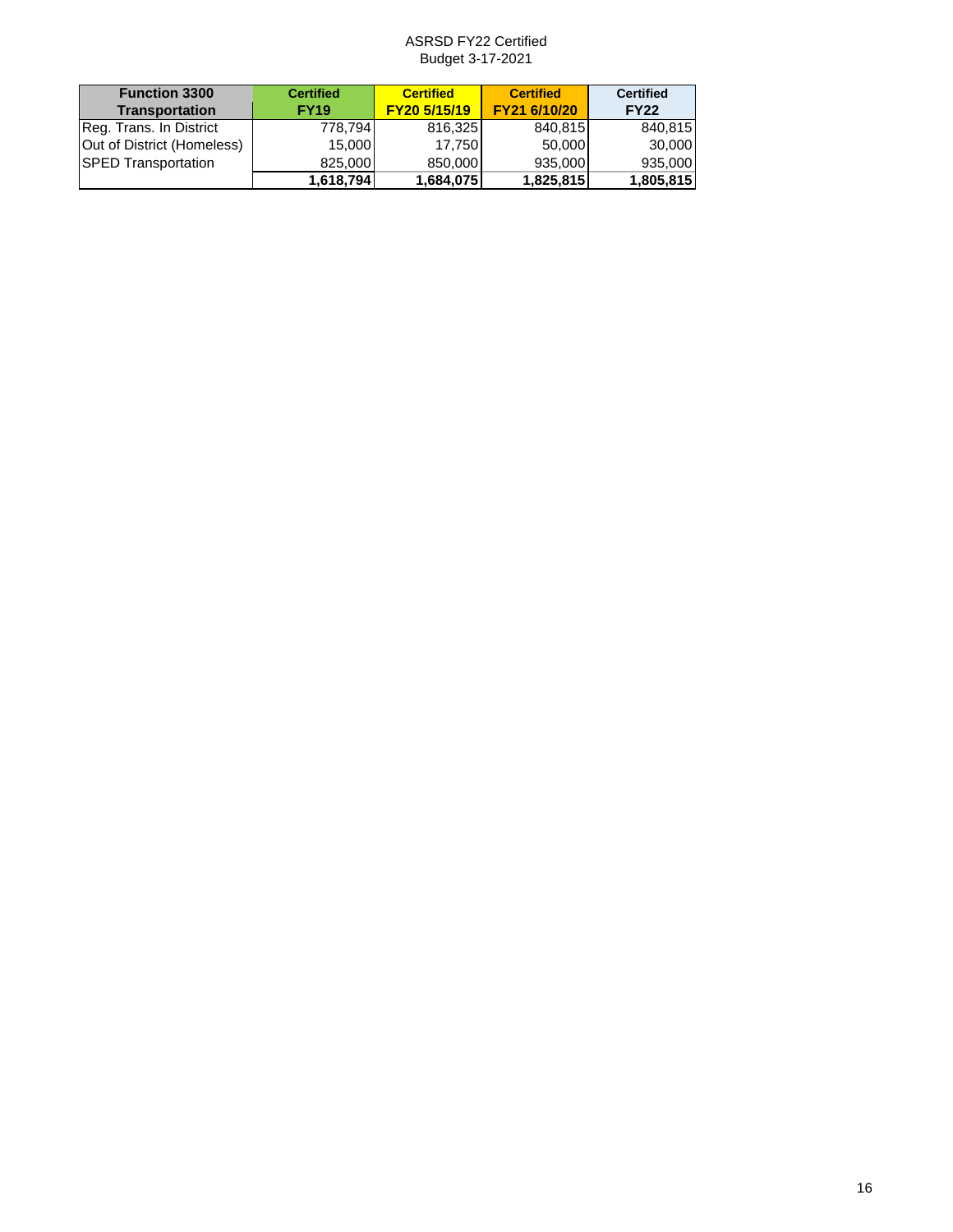ASRSD FY22 Certified
Budget 3-17-2021

| Function 3300 Transportation | Certified FY19 | Certified FY20 5/15/19 | Certified FY21 6/10/20 | Certified FY22 |
|---|---|---|---|---|
| Reg. Trans. In District | 778,794 | 816,325 | 840,815 | 840,815 |
| Out of District (Homeless) | 15,000 | 17,750 | 50,000 | 30,000 |
| SPED Transportation | 825,000 | 850,000 | 935,000 | 935,000 |
| | **1,618,794** | **1,684,075** | **1,825,815** | **1,805,815** |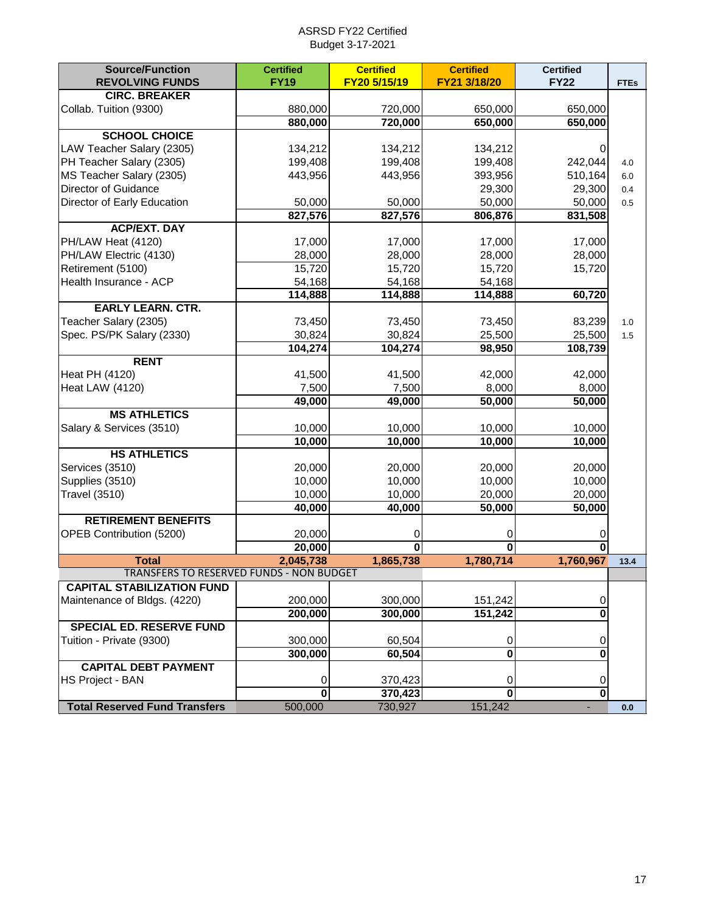ASRSD FY22 Certified
Budget 3-17-2021

| Source/Function REVOLVING FUNDS | Certified FY19 | Certified FY20 5/15/19 | Certified FY21 3/18/20 | Certified FY22 | FTEs |
|---|---|---|---|---|---|
| **CIRC. BREAKER** | | | | | |
| Collab. Tuition (9300) | 880,000 | 720,000 | 650,000 | 650,000 | |
| | **880,000** | **720,000** | **650,000** | **650,000** | |
| **SCHOOL CHOICE** | | | | | |
| LAW Teacher Salary (2305) | 134,212 | 134,212 | 134,212 | 0 | |
| PH Teacher Salary (2305) | 199,408 | 199,408 | 199,408 | 242,044 | 4.0 |
| MS Teacher Salary (2305) | 443,956 | 443,956 | 393,956 | 510,164 | 6.0 |
| Director of Guidance | | | 29,300 | 29,300 | 0.4 |
| Director of Early Education | 50,000 | 50,000 | 50,000 | 50,000 | 0.5 |
| | **827,576** | **827,576** | **806,876** | **831,508** | |
| **ACP/EXT. DAY** | | | | | |
| PH/LAW Heat (4120) | 17,000 | 17,000 | 17,000 | 17,000 | |
| PH/LAW Electric (4130) | 28,000 | 28,000 | 28,000 | 28,000 | |
| Retirement (5100) | 15,720 | 15,720 | 15,720 | 15,720 | |
| Health Insurance - ACP | 54,168 | 54,168 | 54,168 | | |
| | **114,888** | **114,888** | **114,888** | **60,720** | |
| **EARLY LEARN. CTR.** | | | | | |
| Teacher Salary (2305) | 73,450 | 73,450 | 73,450 | 83,239 | 1.0 |
| Spec. PS/PK Salary (2330) | 30,824 | 30,824 | 25,500 | 25,500 | 1.5 |
| | **104,274** | **104,274** | **98,950** | **108,739** | |
| **RENT** | | | | | |
| Heat PH (4120) | 41,500 | 41,500 | 42,000 | 42,000 | |
| Heat LAW (4120) | 7,500 | 7,500 | 8,000 | 8,000 | |
| | **49,000** | **49,000** | **50,000** | **50,000** | |
| **MS ATHLETICS** | | | | | |
| Salary & Services (3510) | 10,000 | 10,000 | 10,000 | 10,000 | |
| | **10,000** | **10,000** | **10,000** | **10,000** | |
| **HS ATHLETICS** | | | | | |
| Services (3510) | 20,000 | 20,000 | 20,000 | 20,000 | |
| Supplies (3510) | 10,000 | 10,000 | 10,000 | 10,000 | |
| Travel (3510) | 10,000 | 10,000 | 20,000 | 20,000 | |
| | **40,000** | **40,000** | **50,000** | **50,000** | |
| **RETIREMENT BENEFITS** | | | | | |
| OPEB Contribution (5200) | 20,000 | 0 | 0 | 0 | |
| | **20,000** | **0** | **0** | **0** | |
| **Total** | **2,045,738** | **1,865,738** | **1,780,714** | **1,760,967** | **13.4** |
| TRANSFERS TO RESERVED FUNDS - NON BUDGET | | | | | |
| **CAPITAL STABILIZATION FUND** | | | | | |
| Maintenance of Bldgs. (4220) | 200,000 | 300,000 | 151,242 | 0 | |
| | **200,000** | **300,000** | **151,242** | **0** | |
| **SPECIAL ED. RESERVE FUND** | | | | | |
| Tuition - Private (9300) | 300,000 | 60,504 | 0 | 0 | |
| | **300,000** | **60,504** | **0** | **0** | |
| **CAPITAL DEBT PAYMENT** | | | | | |
| HS Project - BAN | 0 | 370,423 | 0 | 0 | |
| | **0** | **370,423** | **0** | **0** | |
| **Total Reserved Fund Transfers** | 500,000 | 730,927 | 151,242 | - | **0.0** |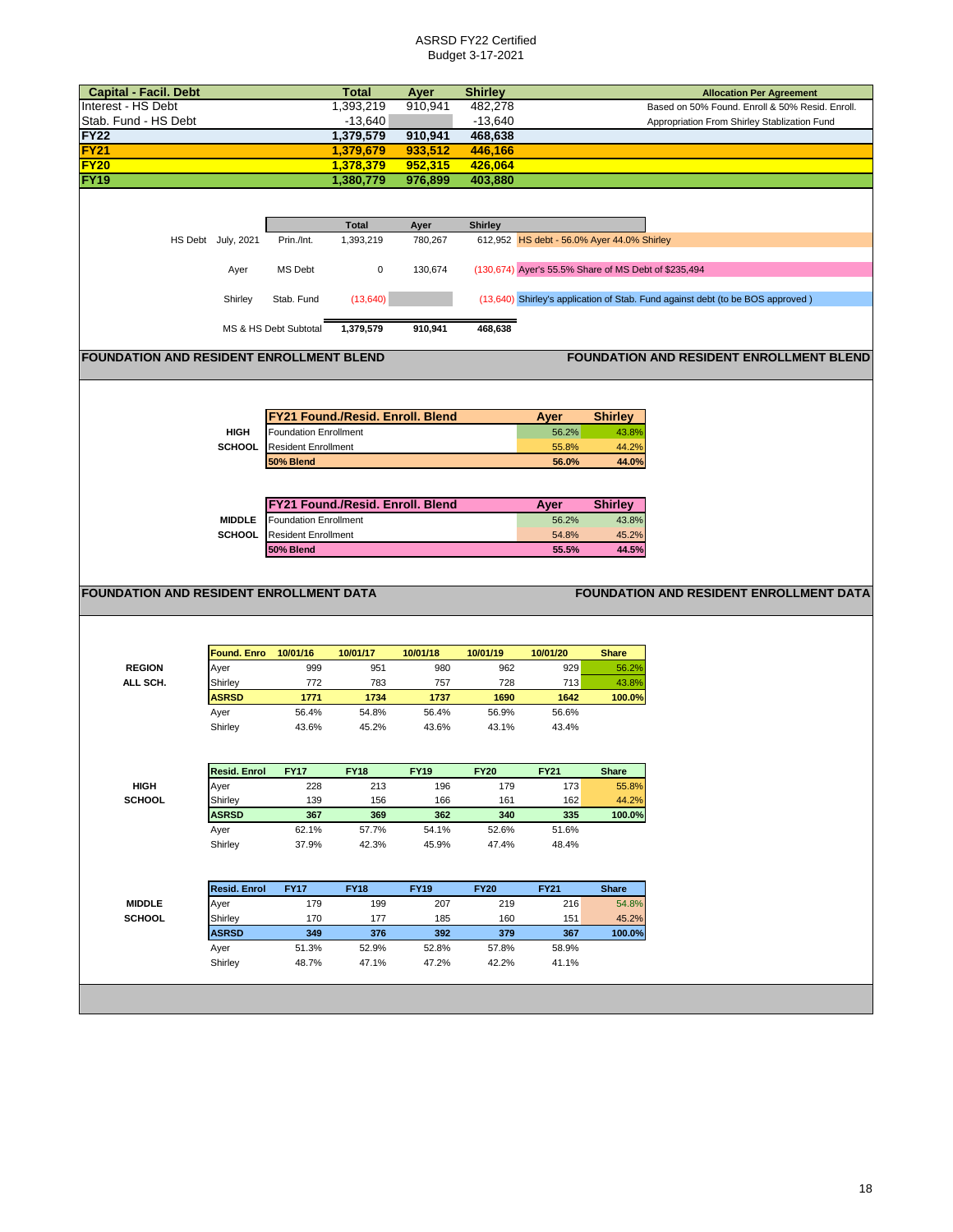# ASRSD FY22 Certified Budget 3-17-2021

| Capital - Facil. Debt | Total | Ayer | Shirley | Allocation Per Agreement |
|---|---|---|---|---|
| Interest - HS Debt | 1,393,219 | 910,941 | 482,278 | Based on 50% Found. Enroll & 50% Resid. Enroll. |
| Stab. Fund - HS Debt | -13,640 | | -13,640 | Appropriation From Shirley Stablization Fund |
| **FY22** | **1,379,579** | **910,941** | **468,638** | |
| **FY21** | **1,379,679** | **933,512** | **446,166** | |
| **FY20** | **1,378,379** | **952,315** | **426,064** | |
| **FY19** | **1,380,779** | **976,899** | **403,880** | |

| | | | Total | Ayer | Shirley | |
|---|---|---|---|---|---|---|
| HS Debt | July, 2021 | Prin./Int. | 1,393,219 | 780,267 | 612,952 | HS debt - 56.0% Ayer 44.0% Shirley |
| | Ayer | MS Debt | 0 | 130,674 | (130,674) | Ayer's 55.5% Share of MS Debt of $235,494 |
| | Shirley | Stab. Fund | (13,640) | | (13,640) | Shirley's application of Stab. Fund against debt (to be BOS approved ) |
| | | MS & HS Debt Subtotal | **1,379,579** | **910,941** | **468,638** | |

## FOUNDATION AND RESIDENT ENROLLMENT BLEND

| | FY21 Found./Resid. Enroll. Blend | Ayer | Shirley |
|---|---|---|---|
| **HIGH SCHOOL** | Foundation Enrollment | 56.2% | 43.8% |
| | Resident Enrollment | 55.8% | 44.2% |
| | **50% Blend** | **56.0%** | **44.0%** |

| | FY21 Found./Resid. Enroll. Blend | Ayer | Shirley |
|---|---|---|---|
| **MIDDLE SCHOOL** | Foundation Enrollment | 56.2% | 43.8% |
| | Resident Enrollment | 54.8% | 45.2% |
| | **50% Blend** | **55.5%** | **44.5%** |

## FOUNDATION AND RESIDENT ENROLLMENT DATA

| | Found. Enro | 10/01/16 | 10/01/17 | 10/01/18 | 10/01/19 | 10/01/20 | Share |
|---|---|---|---|---|---|---|---|
| **REGION ALL SCH.** | Ayer | 999 | 951 | 980 | 962 | 929 | 56.2% |
| | Shirley | 772 | 783 | 757 | 728 | 713 | 43.8% |
| | **ASRSD** | **1771** | **1734** | **1737** | **1690** | **1642** | **100.0%** |
| | Ayer | 56.4% | 54.8% | 56.4% | 56.9% | 56.6% | |
| | Shirley | 43.6% | 45.2% | 43.6% | 43.1% | 43.4% | |

| | Resid. Enrol | FY17 | FY18 | FY19 | FY20 | FY21 | Share |
|---|---|---|---|---|---|---|---|
| **HIGH SCHOOL** | Ayer | 228 | 213 | 196 | 179 | 173 | 55.8% |
| | Shirley | 139 | 156 | 166 | 161 | 162 | 44.2% |
| | **ASRSD** | **367** | **369** | **362** | **340** | **335** | **100.0%** |
| | Ayer | 62.1% | 57.7% | 54.1% | 52.6% | 51.6% | |
| | Shirley | 37.9% | 42.3% | 45.9% | 47.4% | 48.4% | |

| | Resid. Enrol | FY17 | FY18 | FY19 | FY20 | FY21 | Share |
|---|---|---|---|---|---|---|---|
| **MIDDLE SCHOOL** | Ayer | 179 | 199 | 207 | 219 | 216 | 54.8% |
| | Shirley | 170 | 177 | 185 | 160 | 151 | 45.2% |
| | **ASRSD** | **349** | **376** | **392** | **379** | **367** | **100.0%** |
| | Ayer | 51.3% | 52.9% | 52.8% | 57.8% | 58.9% | |
| | Shirley | 48.7% | 47.1% | 47.2% | 42.2% | 41.1% | |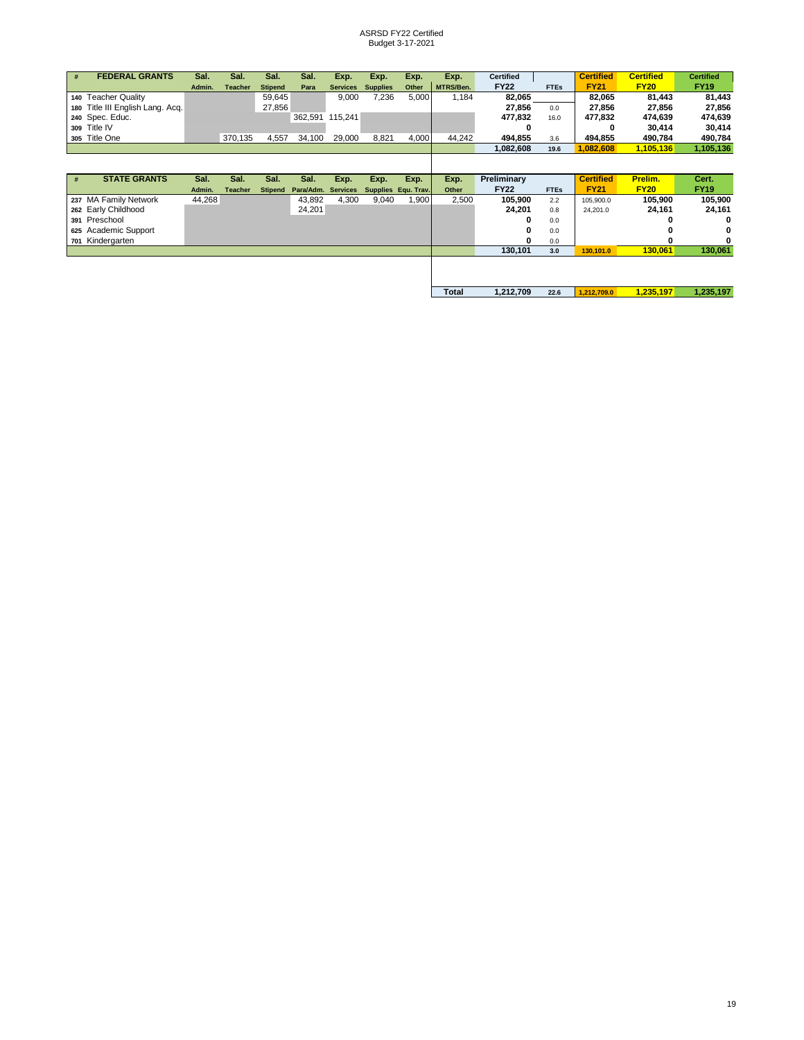ASRSD FY22 Certified
Budget 3-17-2021

| # | FEDERAL GRANTS | Sal. Admin. | Sal. Teacher | Sal. Stipend | Sal. Para | Exp. Services | Exp. Supplies | Exp. Other | Exp. MTRS/Ben. | Certified FY22 | FTEs | Certified FY21 | Certified FY20 | Certified FY19 |
|---|---|---|---|---|---|---|---|---|---|---|---|---|---|---|
| 140 | Teacher Quality | | | 59,645 | | 9,000 | 7,236 | 5,000 | 1,184 | 82,065 | | 82,065 | 81,443 | 81,443 |
| 180 | Title III English Lang. Acq. | | | 27,856 | | | | | | 27,856 | 0.0 | 27,856 | 27,856 | 27,856 |
| 240 | Spec. Educ. | | | | 362,591 | 115,241 | | | | 477,832 | 16.0 | 477,832 | 474,639 | 474,639 |
| 309 | Title IV | | | | | | | | | 0 | | 0 | 30,414 | 30,414 |
| 305 | Title One | | 370,135 | 4,557 | 34,100 | 29,000 | 8,821 | 4,000 | 44,242 | 494,855 | 3.6 | 494,855 | 490,784 | 490,784 |
| | | | | | | | | | | 1,082,608 | 19.6 | 1,082,608 | 1,105,136 | 1,105,136 |

| # | STATE GRANTS | Sal. Admin. | Sal. Teacher | Sal. Stipend | Sal. Para/Adm. | Exp. Services | Exp. Supplies | Exp. Equ. Trav. | Exp. Other | Preliminary FY22 | FTEs | Certified FY21 | Prelim. FY20 | Cert. FY19 |
|---|---|---|---|---|---|---|---|---|---|---|---|---|---|---|
| 237 | MA Family Network | 44,268 | | | 43,892 | 4,300 | 9,040 | 1,900 | 2,500 | 105,900 | 2.2 | 105,900.0 | 105,900 | 105,900 |
| 262 | Early Childhood | | | | 24,201 | | | | | 24,201 | 0.8 | 24,201.0 | 24,161 | 24,161 |
| 391 | Preschool | | | | | | | | | 0 | 0.0 | | 0 | 0 |
| 625 | Academic Support | | | | | | | | | 0 | 0.0 | | 0 | 0 |
| 701 | Kindergarten | | | | | | | | | 0 | 0.0 | | 0 | 0 |
| | | | | | | | | | | 130,101 | 3.0 | 130,101.0 | 130,061 | 130,061 |
| | | | | | | | | | Total | 1,212,709 | 22.6 | 1,212,709.0 | 1,235,197 | 1,235,197 |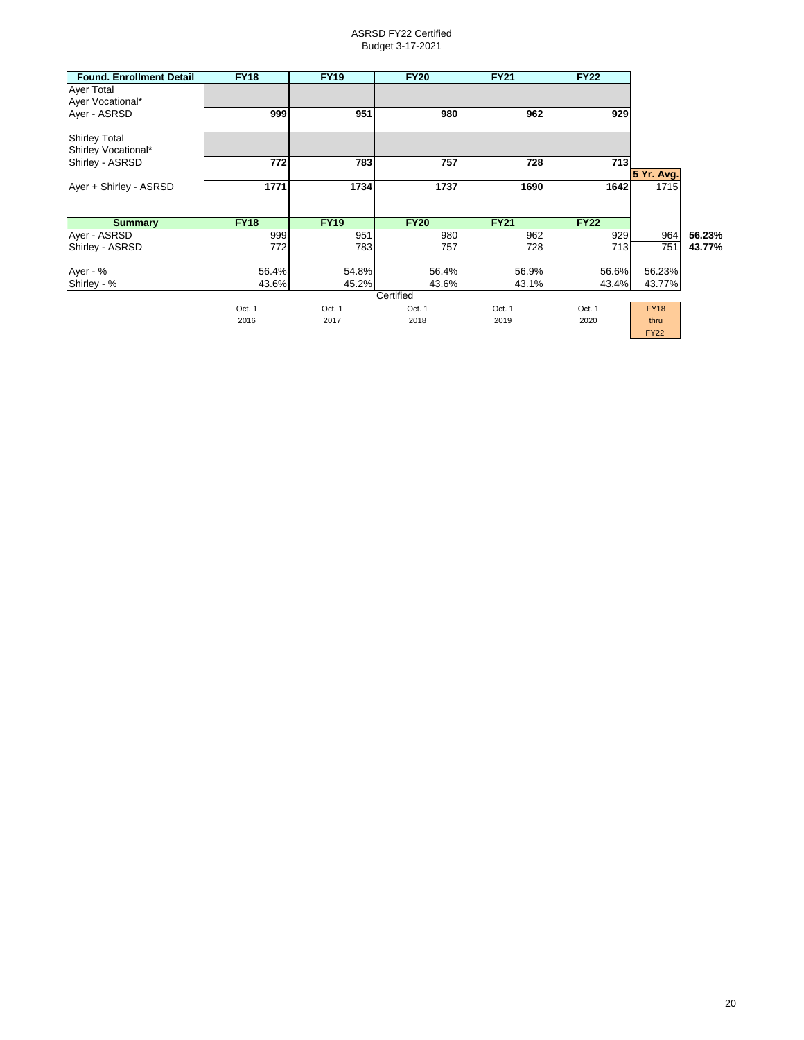ASRSD FY22 Certified
Budget 3-17-2021

| Found. Enrollment Detail | FY18 | FY19 | FY20 | FY21 | FY22 | | |
|---|---|---|---|---|---|---|---|
| Ayer Total | | | | | | | |
| Ayer Vocational* | | | | | | | |
| Ayer - ASRSD | **999** | **951** | **980** | **962** | **929** | | |
| | | | | | | | |
| Shirley Total | | | | | | | |
| Shirley Vocational* | | | | | | | |
| Shirley - ASRSD | **772** | **783** | **757** | **728** | **713** | | |
| | | | | | | **5 Yr. Avg.** | |
| Ayer + Shirley - ASRSD | **1771** | **1734** | **1737** | **1690** | **1642** | 1715 | |
| | | | | | | | |
| **Summary** | **FY18** | **FY19** | **FY20** | **FY21** | **FY22** | | |
| Ayer - ASRSD | 999 | 951 | 980 | 962 | 929 | 964 | **56.23%** |
| Shirley - ASRSD | 772 | 783 | 757 | 728 | 713 | 751 | **43.77%** |
| | | | | | | | |
| Ayer - % | 56.4% | 54.8% | 56.4% | 56.9% | 56.6% | 56.23% | |
| Shirley - % | 43.6% | 45.2% | 43.6% | 43.1% | 43.4% | 43.77% | |
| | | | Certified | | | | |
| | Oct. 1 2016 | Oct. 1 2017 | Oct. 1 2018 | Oct. 1 2019 | Oct. 1 2020 | FY18 thru FY22 | |